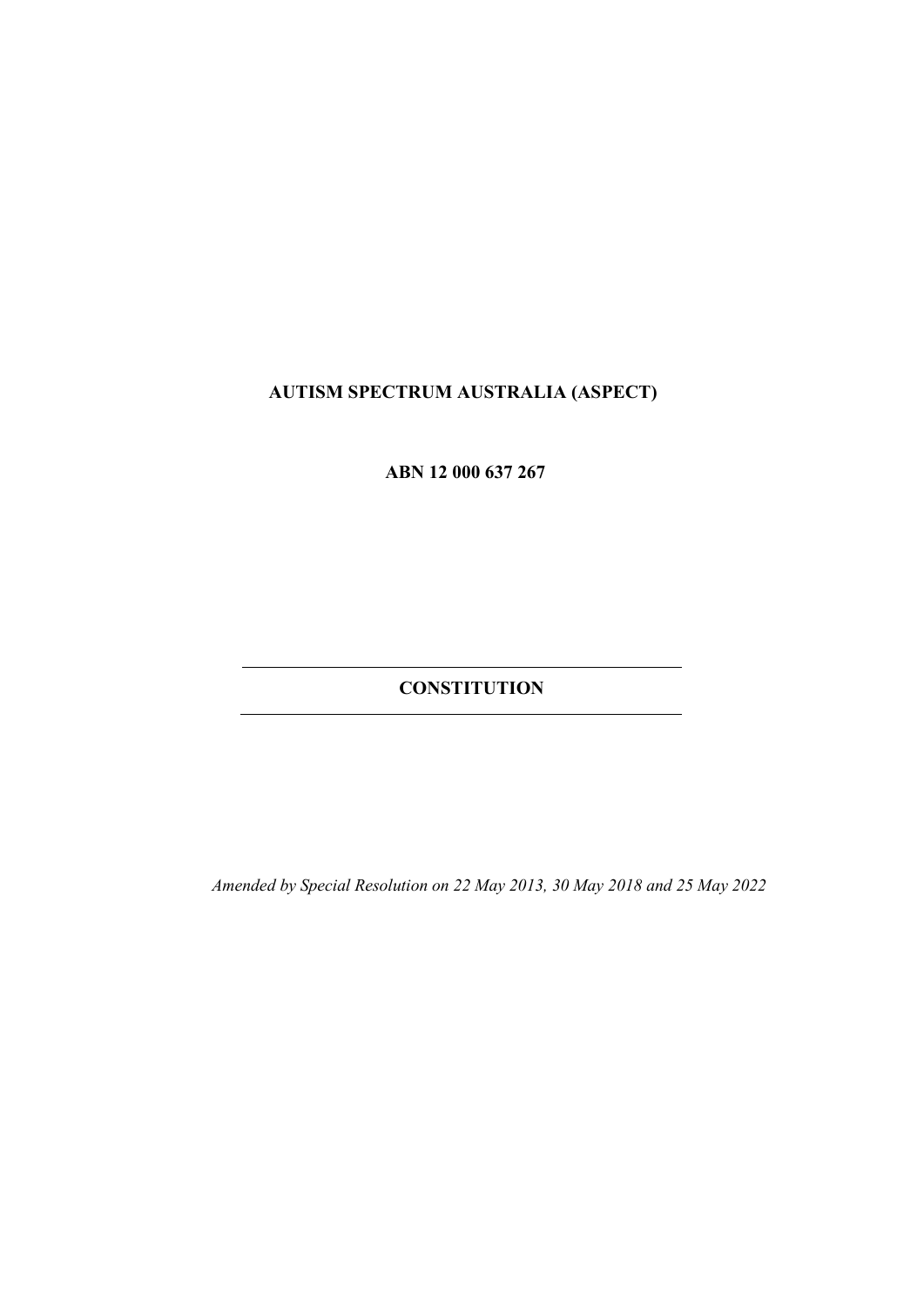**AUTISM SPECTRUM AUSTRALIA (ASPECT)**

**ABN 12 000 637 267**

---

# CONSTITUTION

---

*Amended by Special Resolution on 22 May 2013, 30 May 2018 and 25 May 2022*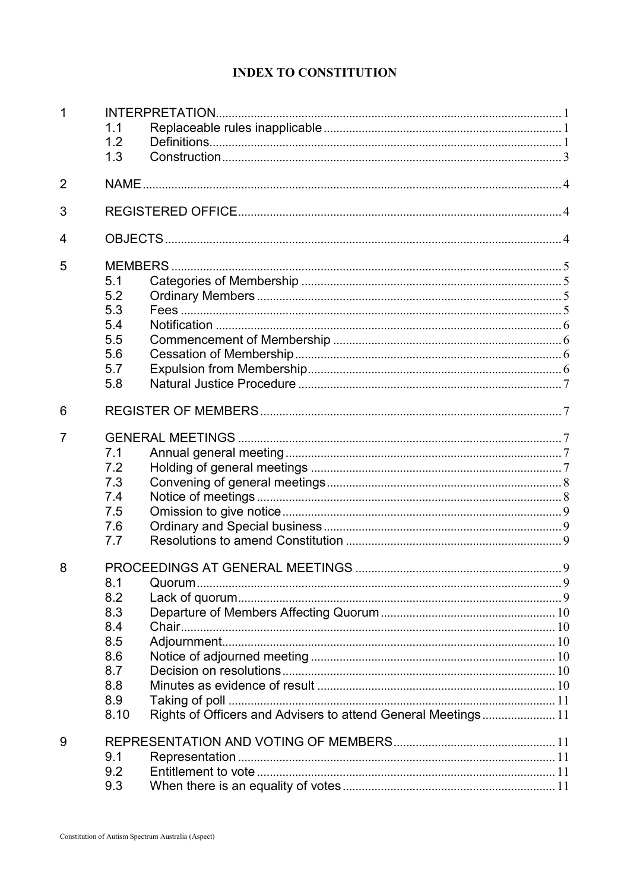# INDEX TO CONSTITUTION

| | | | |
|---|---|---|---|
| 1 | INTERPRETATION | | 1 |
| | 1.1 | Replaceable rules inapplicable | 1 |
| | 1.2 | Definitions | 1 |
| | 1.3 | Construction | 3 |
| 2 | NAME | | 4 |
| 3 | REGISTERED OFFICE | | 4 |
| 4 | OBJECTS | | 4 |
| 5 | MEMBERS | | 5 |
| | 5.1 | Categories of Membership | 5 |
| | 5.2 | Ordinary Members | 5 |
| | 5.3 | Fees | 5 |
| | 5.4 | Notification | 6 |
| | 5.5 | Commencement of Membership | 6 |
| | 5.6 | Cessation of Membership | 6 |
| | 5.7 | Expulsion from Membership | 6 |
| | 5.8 | Natural Justice Procedure | 7 |
| 6 | REGISTER OF MEMBERS | | 7 |
| 7 | GENERAL MEETINGS | | 7 |
| | 7.1 | Annual general meeting | 7 |
| | 7.2 | Holding of general meetings | 7 |
| | 7.3 | Convening of general meetings | 8 |
| | 7.4 | Notice of meetings | 8 |
| | 7.5 | Omission to give notice | 9 |
| | 7.6 | Ordinary and Special business | 9 |
| | 7.7 | Resolutions to amend Constitution | 9 |
| 8 | PROCEEDINGS AT GENERAL MEETINGS | | 9 |
| | 8.1 | Quorum | 9 |
| | 8.2 | Lack of quorum | 9 |
| | 8.3 | Departure of Members Affecting Quorum | 10 |
| | 8.4 | Chair | 10 |
| | 8.5 | Adjournment | 10 |
| | 8.6 | Notice of adjourned meeting | 10 |
| | 8.7 | Decision on resolutions | 10 |
| | 8.8 | Minutes as evidence of result | 10 |
| | 8.9 | Taking of poll | 11 |
| | 8.10 | Rights of Officers and Advisers to attend General Meetings | 11 |
| 9 | REPRESENTATION AND VOTING OF MEMBERS | | 11 |
| | 9.1 | Representation | 11 |
| | 9.2 | Entitlement to vote | 11 |
| | 9.3 | When there is an equality of votes | 11 |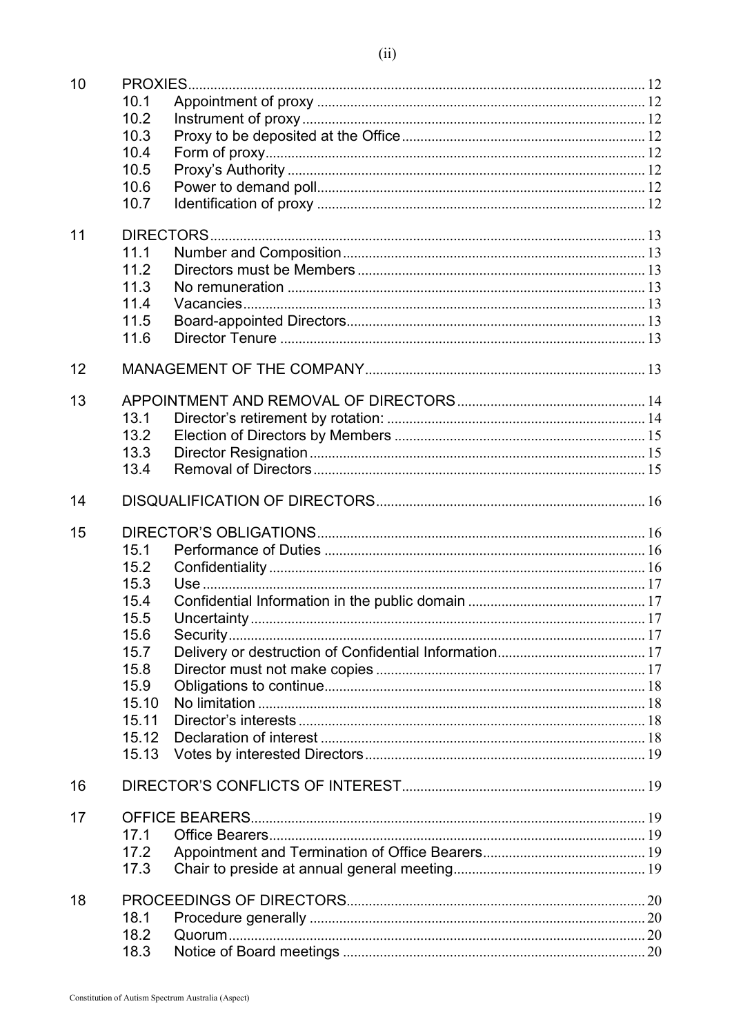| | | | |
|---|---|---|---|
| 10 | PROXIES | | 12 |
| | 10.1 | Appointment of proxy | 12 |
| | 10.2 | Instrument of proxy | 12 |
| | 10.3 | Proxy to be deposited at the Office | 12 |
| | 10.4 | Form of proxy | 12 |
| | 10.5 | Proxy's Authority | 12 |
| | 10.6 | Power to demand poll | 12 |
| | 10.7 | Identification of proxy | 12 |
| 11 | DIRECTORS | | 13 |
| | 11.1 | Number and Composition | 13 |
| | 11.2 | Directors must be Members | 13 |
| | 11.3 | No remuneration | 13 |
| | 11.4 | Vacancies | 13 |
| | 11.5 | Board-appointed Directors | 13 |
| | 11.6 | Director Tenure | 13 |
| 12 | MANAGEMENT OF THE COMPANY | | 13 |
| 13 | APPOINTMENT AND REMOVAL OF DIRECTORS | | 14 |
| | 13.1 | Director's retirement by rotation: | 14 |
| | 13.2 | Election of Directors by Members | 15 |
| | 13.3 | Director Resignation | 15 |
| | 13.4 | Removal of Directors | 15 |
| 14 | DISQUALIFICATION OF DIRECTORS | | 16 |
| 15 | DIRECTOR'S OBLIGATIONS | | 16 |
| | 15.1 | Performance of Duties | 16 |
| | 15.2 | Confidentiality | 16 |
| | 15.3 | Use | 17 |
| | 15.4 | Confidential Information in the public domain | 17 |
| | 15.5 | Uncertainty | 17 |
| | 15.6 | Security | 17 |
| | 15.7 | Delivery or destruction of Confidential Information | 17 |
| | 15.8 | Director must not make copies | 17 |
| | 15.9 | Obligations to continue | 18 |
| | 15.10 | No limitation | 18 |
| | 15.11 | Director's interests | 18 |
| | 15.12 | Declaration of interest | 18 |
| | 15.13 | Votes by interested Directors | 19 |
| 16 | DIRECTOR'S CONFLICTS OF INTEREST | | 19 |
| 17 | OFFICE BEARERS | | 19 |
| | 17.1 | Office Bearers | 19 |
| | 17.2 | Appointment and Termination of Office Bearers | 19 |
| | 17.3 | Chair to preside at annual general meeting | 19 |
| 18 | PROCEEDINGS OF DIRECTORS | | 20 |
| | 18.1 | Procedure generally | 20 |
| | 18.2 | Quorum | 20 |
| | 18.3 | Notice of Board meetings | 20 |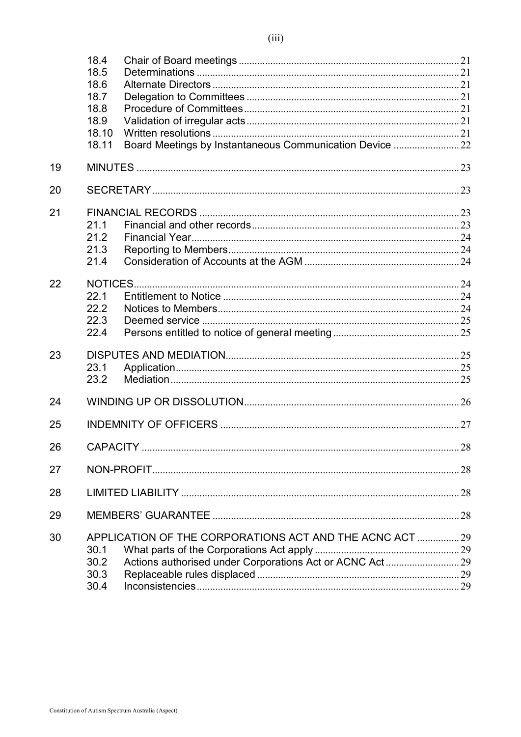| | | | |
|---|---|---|---|
| | 18.4 | Chair of Board meetings | 21 |
| | 18.5 | Determinations | 21 |
| | 18.6 | Alternate Directors | 21 |
| | 18.7 | Delegation to Committees | 21 |
| | 18.8 | Procedure of Committees | 21 |
| | 18.9 | Validation of irregular acts | 21 |
| | 18.10 | Written resolutions | 21 |
| | 18.11 | Board Meetings by Instantaneous Communication Device | 22 |
| 19 | MINUTES | | 23 |
| 20 | SECRETARY | | 23 |
| 21 | FINANCIAL RECORDS | | 23 |
| | 21.1 | Financial and other records | 23 |
| | 21.2 | Financial Year | 24 |
| | 21.3 | Reporting to Members | 24 |
| | 21.4 | Consideration of Accounts at the AGM | 24 |
| 22 | NOTICES | | 24 |
| | 22.1 | Entitlement to Notice | 24 |
| | 22.2 | Notices to Members | 24 |
| | 22.3 | Deemed service | 25 |
| | 22.4 | Persons entitled to notice of general meeting | 25 |
| 23 | DISPUTES AND MEDIATION | | 25 |
| | 23.1 | Application | 25 |
| | 23.2 | Mediation | 25 |
| 24 | WINDING UP OR DISSOLUTION | | 26 |
| 25 | INDEMNITY OF OFFICERS | | 27 |
| 26 | CAPACITY | | 28 |
| 27 | NON-PROFIT | | 28 |
| 28 | LIMITED LIABILITY | | 28 |
| 29 | MEMBERS' GUARANTEE | | 28 |
| 30 | APPLICATION OF THE CORPORATIONS ACT AND THE ACNC ACT | | 29 |
| | 30.1 | What parts of the Corporations Act apply | 29 |
| | 30.2 | Actions authorised under Corporations Act or ACNC Act | 29 |
| | 30.3 | Replaceable rules displaced | 29 |
| | 30.4 | Inconsistencies | 29 |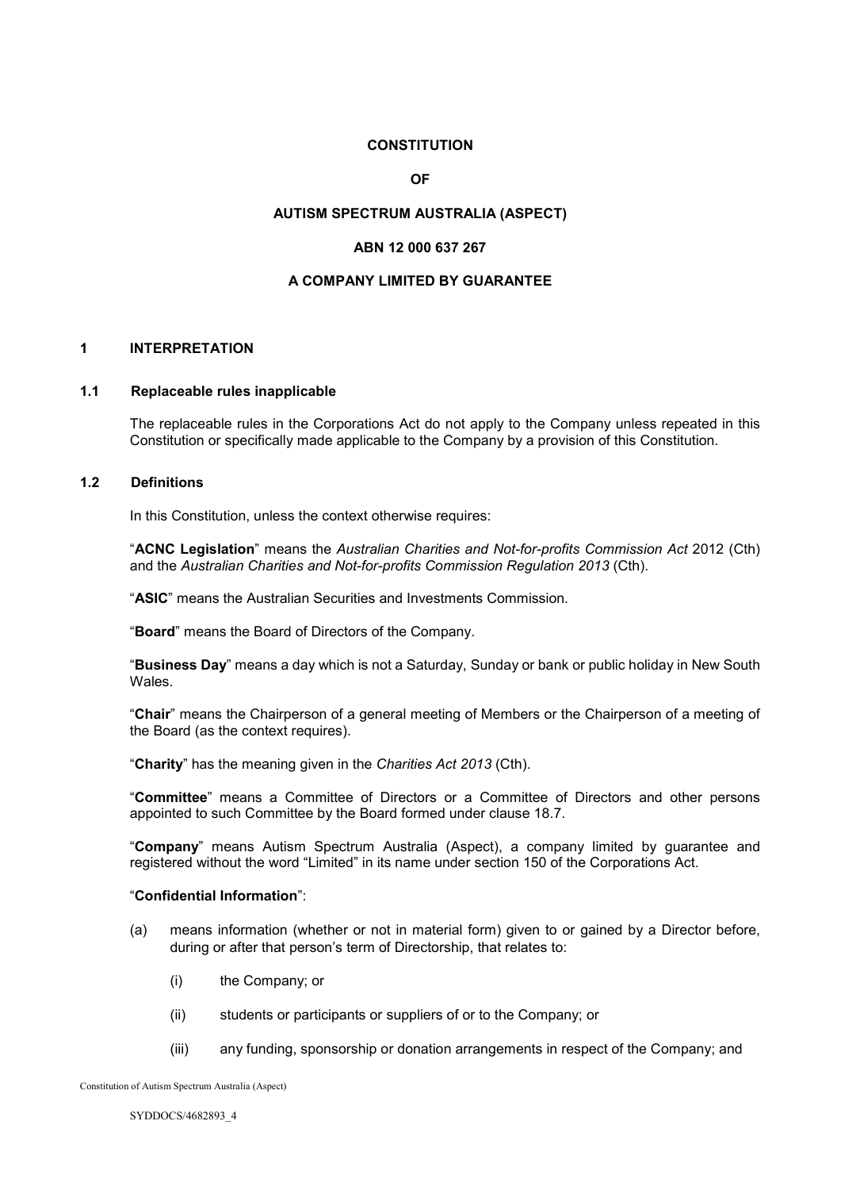**CONSTITUTION**

**OF**

**AUTISM SPECTRUM AUSTRALIA (ASPECT)**

**ABN 12 000 637 267**

**A COMPANY LIMITED BY GUARANTEE**

# 1 INTERPRETATION

## 1.1 Replaceable rules inapplicable

The replaceable rules in the Corporations Act do not apply to the Company unless repeated in this Constitution or specifically made applicable to the Company by a provision of this Constitution.

## 1.2 Definitions

In this Constitution, unless the context otherwise requires:

"**ACNC Legislation**" means the *Australian Charities and Not-for-profits Commission Act* 2012 (Cth) and the *Australian Charities and Not-for-profits Commission Regulation 2013* (Cth).

"**ASIC**" means the Australian Securities and Investments Commission.

"**Board**" means the Board of Directors of the Company.

"**Business Day**" means a day which is not a Saturday, Sunday or bank or public holiday in New South Wales.

"**Chair**" means the Chairperson of a general meeting of Members or the Chairperson of a meeting of the Board (as the context requires).

"**Charity**" has the meaning given in the *Charities Act 2013* (Cth).

"**Committee**" means a Committee of Directors or a Committee of Directors and other persons appointed to such Committee by the Board formed under clause 18.7.

"**Company**" means Autism Spectrum Australia (Aspect), a company limited by guarantee and registered without the word "Limited" in its name under section 150 of the Corporations Act.

"**Confidential Information**":

(a) means information (whether or not in material form) given to or gained by a Director before, during or after that person's term of Directorship, that relates to:

(i) the Company; or

(ii) students or participants or suppliers of or to the Company; or

(iii) any funding, sponsorship or donation arrangements in respect of the Company; and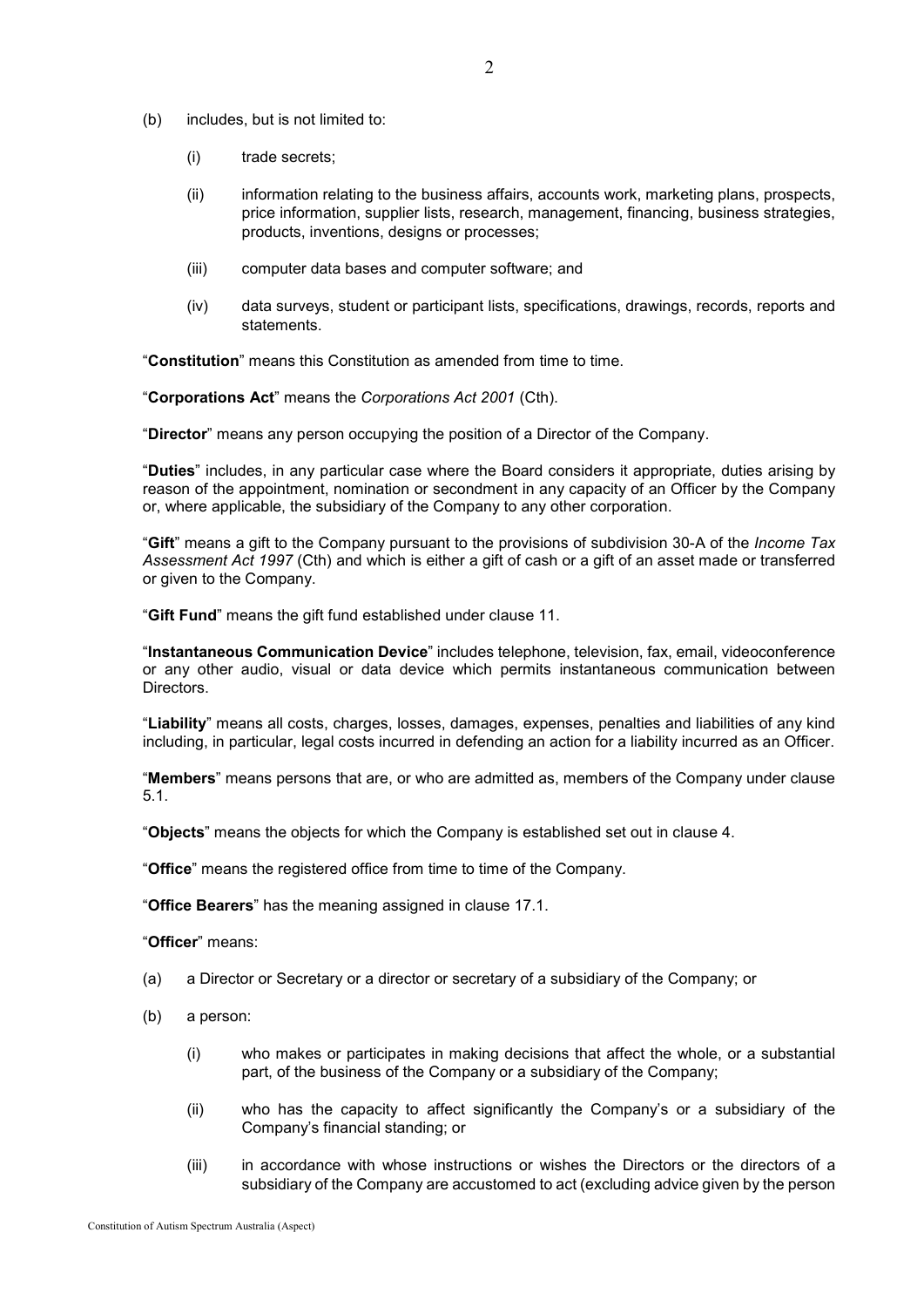(b) includes, but is not limited to:

   (i) trade secrets;

   (ii) information relating to the business affairs, accounts work, marketing plans, prospects, price information, supplier lists, research, management, financing, business strategies, products, inventions, designs or processes;

   (iii) computer data bases and computer software; and

   (iv) data surveys, student or participant lists, specifications, drawings, records, reports and statements.

"**Constitution**" means this Constitution as amended from time to time.

"**Corporations Act**" means the *Corporations Act 2001* (Cth).

"**Director**" means any person occupying the position of a Director of the Company.

"**Duties**" includes, in any particular case where the Board considers it appropriate, duties arising by reason of the appointment, nomination or secondment in any capacity of an Officer by the Company or, where applicable, the subsidiary of the Company to any other corporation.

"**Gift**" means a gift to the Company pursuant to the provisions of subdivision 30-A of the *Income Tax Assessment Act 1997* (Cth) and which is either a gift of cash or a gift of an asset made or transferred or given to the Company.

"**Gift Fund**" means the gift fund established under clause 11.

"**Instantaneous Communication Device**" includes telephone, television, fax, email, videoconference or any other audio, visual or data device which permits instantaneous communication between Directors.

"**Liability**" means all costs, charges, losses, damages, expenses, penalties and liabilities of any kind including, in particular, legal costs incurred in defending an action for a liability incurred as an Officer.

"**Members**" means persons that are, or who are admitted as, members of the Company under clause 5.1.

"**Objects**" means the objects for which the Company is established set out in clause 4.

"**Office**" means the registered office from time to time of the Company.

"**Office Bearers**" has the meaning assigned in clause 17.1.

"**Officer**" means:

(a) a Director or Secretary or a director or secretary of a subsidiary of the Company; or

(b) a person:

   (i) who makes or participates in making decisions that affect the whole, or a substantial part, of the business of the Company or a subsidiary of the Company;

   (ii) who has the capacity to affect significantly the Company's or a subsidiary of the Company's financial standing; or

   (iii) in accordance with whose instructions or wishes the Directors or the directors of a subsidiary of the Company are accustomed to act (excluding advice given by the person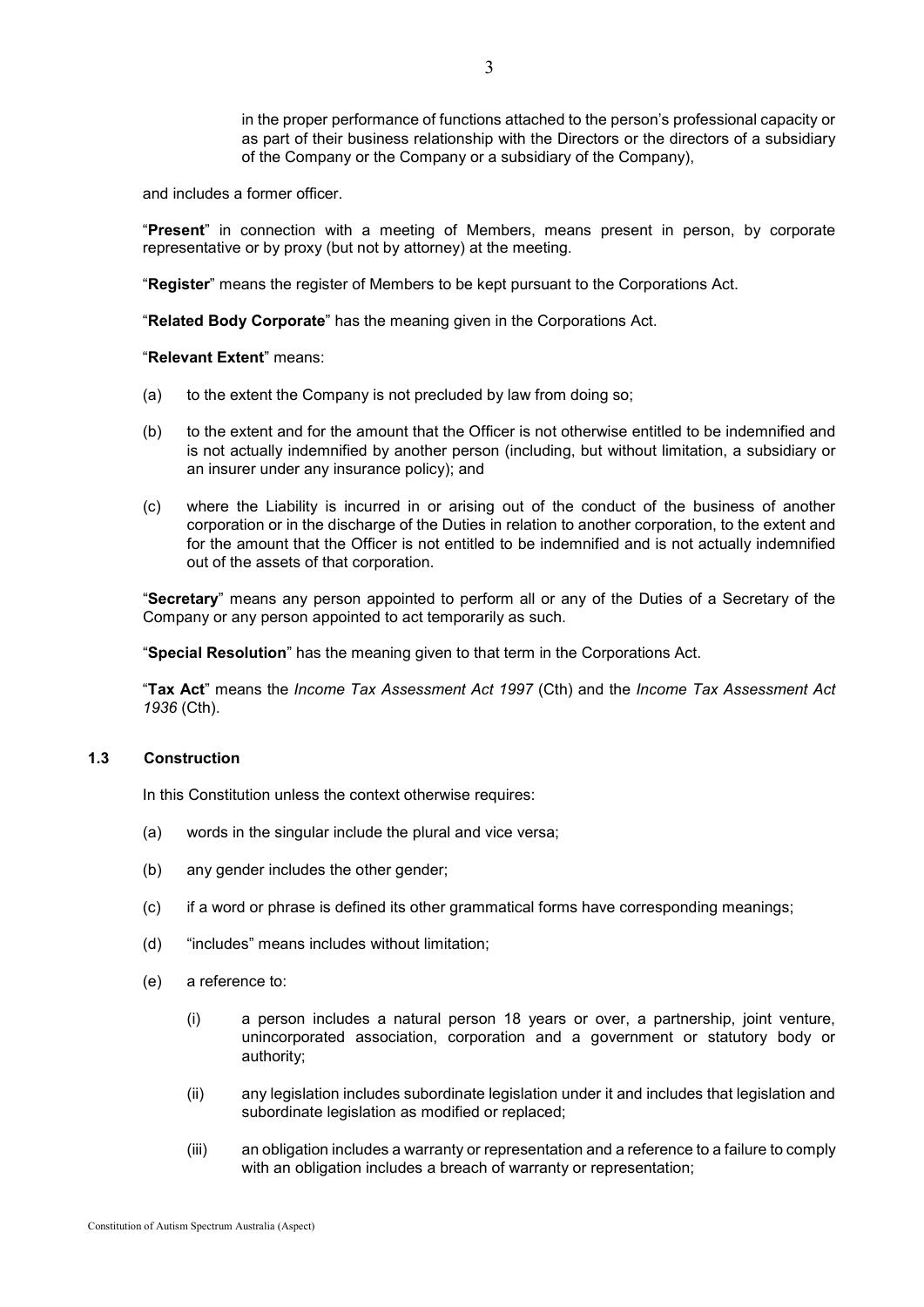in the proper performance of functions attached to the person's professional capacity or as part of their business relationship with the Directors or the directors of a subsidiary of the Company or the Company or a subsidiary of the Company),

and includes a former officer.

"**Present**" in connection with a meeting of Members, means present in person, by corporate representative or by proxy (but not by attorney) at the meeting.

"**Register**" means the register of Members to be kept pursuant to the Corporations Act.

"**Related Body Corporate**" has the meaning given in the Corporations Act.

"**Relevant Extent**" means:

(a) to the extent the Company is not precluded by law from doing so;

(b) to the extent and for the amount that the Officer is not otherwise entitled to be indemnified and is not actually indemnified by another person (including, but without limitation, a subsidiary or an insurer under any insurance policy); and

(c) where the Liability is incurred in or arising out of the conduct of the business of another corporation or in the discharge of the Duties in relation to another corporation, to the extent and for the amount that the Officer is not entitled to be indemnified and is not actually indemnified out of the assets of that corporation.

"**Secretary**" means any person appointed to perform all or any of the Duties of a Secretary of the Company or any person appointed to act temporarily as such.

"**Special Resolution**" has the meaning given to that term in the Corporations Act.

"**Tax Act**" means the *Income Tax Assessment Act 1997* (Cth) and the *Income Tax Assessment Act 1936* (Cth).

### 1.3 Construction

In this Constitution unless the context otherwise requires:

(a) words in the singular include the plural and vice versa;

(b) any gender includes the other gender;

(c) if a word or phrase is defined its other grammatical forms have corresponding meanings;

(d) "includes" means includes without limitation;

(e) a reference to:

(i) a person includes a natural person 18 years or over, a partnership, joint venture, unincorporated association, corporation and a government or statutory body or authority;

(ii) any legislation includes subordinate legislation under it and includes that legislation and subordinate legislation as modified or replaced;

(iii) an obligation includes a warranty or representation and a reference to a failure to comply with an obligation includes a breach of warranty or representation;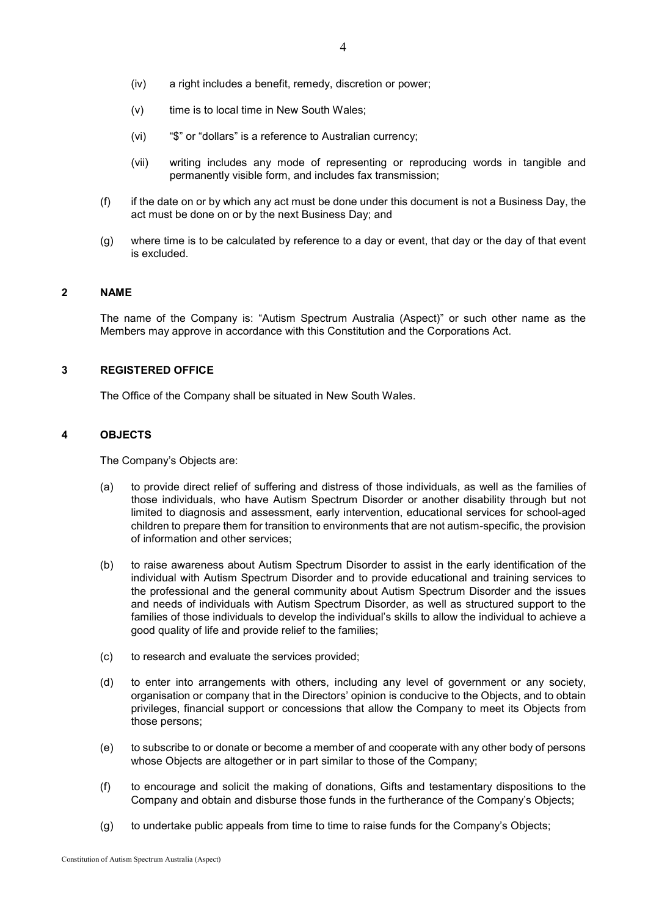(iv) a right includes a benefit, remedy, discretion or power;

(v) time is to local time in New South Wales;

(vi) "$" or "dollars" is a reference to Australian currency;

(vii) writing includes any mode of representing or reproducing words in tangible and permanently visible form, and includes fax transmission;

(f) if the date on or by which any act must be done under this document is not a Business Day, the act must be done on or by the next Business Day; and

(g) where time is to be calculated by reference to a day or event, that day or the day of that event is excluded.

## 2 NAME

The name of the Company is: "Autism Spectrum Australia (Aspect)" or such other name as the Members may approve in accordance with this Constitution and the Corporations Act.

## 3 REGISTERED OFFICE

The Office of the Company shall be situated in New South Wales.

## 4 OBJECTS

The Company's Objects are:

(a) to provide direct relief of suffering and distress of those individuals, as well as the families of those individuals, who have Autism Spectrum Disorder or another disability through but not limited to diagnosis and assessment, early intervention, educational services for school-aged children to prepare them for transition to environments that are not autism-specific, the provision of information and other services;

(b) to raise awareness about Autism Spectrum Disorder to assist in the early identification of the individual with Autism Spectrum Disorder and to provide educational and training services to the professional and the general community about Autism Spectrum Disorder and the issues and needs of individuals with Autism Spectrum Disorder, as well as structured support to the families of those individuals to develop the individual's skills to allow the individual to achieve a good quality of life and provide relief to the families;

(c) to research and evaluate the services provided;

(d) to enter into arrangements with others, including any level of government or any society, organisation or company that in the Directors' opinion is conducive to the Objects, and to obtain privileges, financial support or concessions that allow the Company to meet its Objects from those persons;

(e) to subscribe to or donate or become a member of and cooperate with any other body of persons whose Objects are altogether or in part similar to those of the Company;

(f) to encourage and solicit the making of donations, Gifts and testamentary dispositions to the Company and obtain and disburse those funds in the furtherance of the Company's Objects;

(g) to undertake public appeals from time to time to raise funds for the Company's Objects;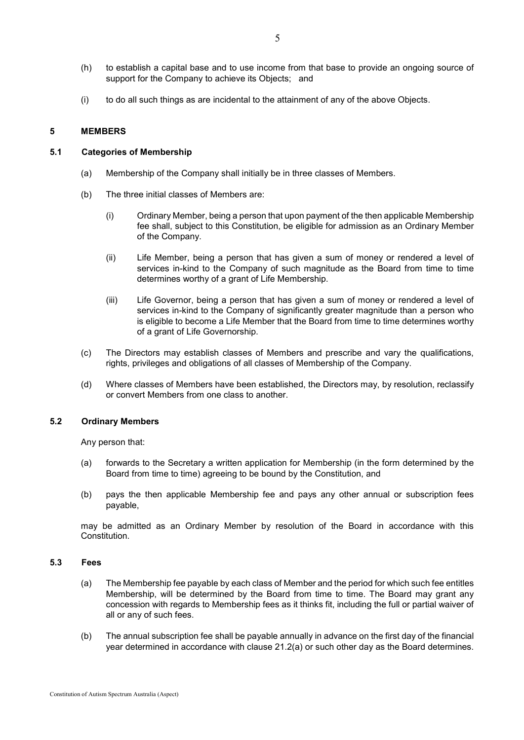(h) to establish a capital base and to use income from that base to provide an ongoing source of support for the Company to achieve its Objects; and

(i) to do all such things as are incidental to the attainment of any of the above Objects.

## 5 MEMBERS

### 5.1 Categories of Membership

(a) Membership of the Company shall initially be in three classes of Members.

(b) The three initial classes of Members are:

(i) Ordinary Member, being a person that upon payment of the then applicable Membership fee shall, subject to this Constitution, be eligible for admission as an Ordinary Member of the Company.

(ii) Life Member, being a person that has given a sum of money or rendered a level of services in-kind to the Company of such magnitude as the Board from time to time determines worthy of a grant of Life Membership.

(iii) Life Governor, being a person that has given a sum of money or rendered a level of services in-kind to the Company of significantly greater magnitude than a person who is eligible to become a Life Member that the Board from time to time determines worthy of a grant of Life Governorship.

(c) The Directors may establish classes of Members and prescribe and vary the qualifications, rights, privileges and obligations of all classes of Membership of the Company.

(d) Where classes of Members have been established, the Directors may, by resolution, reclassify or convert Members from one class to another.

### 5.2 Ordinary Members

Any person that:

(a) forwards to the Secretary a written application for Membership (in the form determined by the Board from time to time) agreeing to be bound by the Constitution, and

(b) pays the then applicable Membership fee and pays any other annual or subscription fees payable,

may be admitted as an Ordinary Member by resolution of the Board in accordance with this Constitution.

### 5.3 Fees

(a) The Membership fee payable by each class of Member and the period for which such fee entitles Membership, will be determined by the Board from time to time. The Board may grant any concession with regards to Membership fees as it thinks fit, including the full or partial waiver of all or any of such fees.

(b) The annual subscription fee shall be payable annually in advance on the first day of the financial year determined in accordance with clause 21.2(a) or such other day as the Board determines.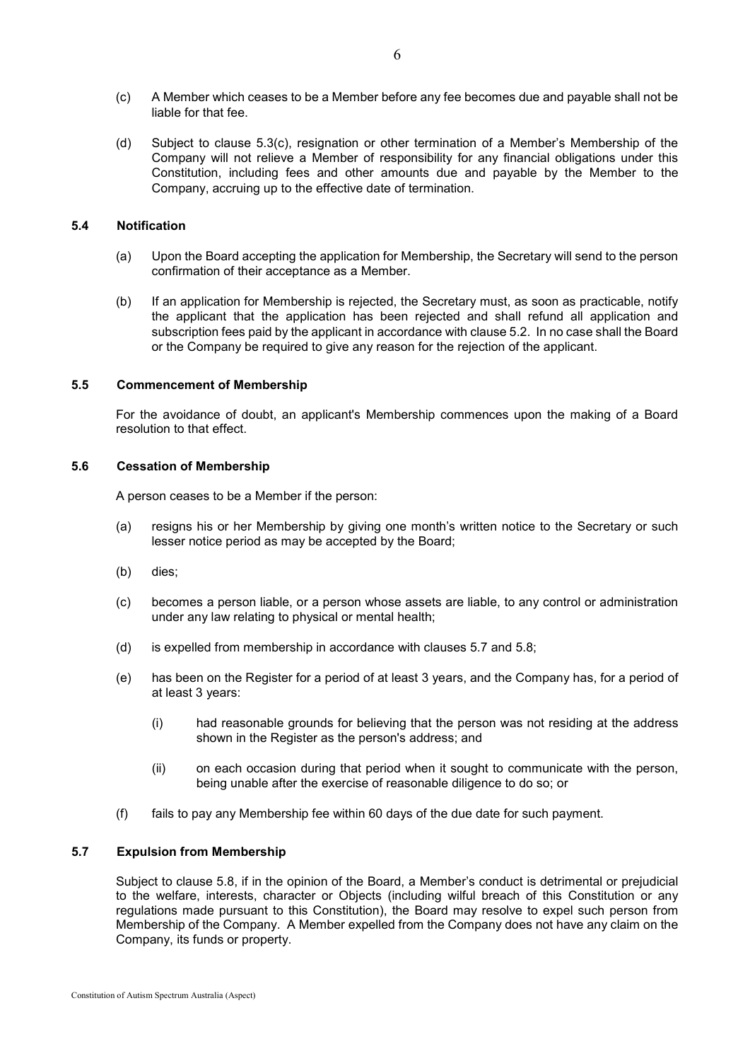(c) A Member which ceases to be a Member before any fee becomes due and payable shall not be liable for that fee.

(d) Subject to clause 5.3(c), resignation or other termination of a Member's Membership of the Company will not relieve a Member of responsibility for any financial obligations under this Constitution, including fees and other amounts due and payable by the Member to the Company, accruing up to the effective date of termination.

### 5.4 Notification

(a) Upon the Board accepting the application for Membership, the Secretary will send to the person confirmation of their acceptance as a Member.

(b) If an application for Membership is rejected, the Secretary must, as soon as practicable, notify the applicant that the application has been rejected and shall refund all application and subscription fees paid by the applicant in accordance with clause 5.2. In no case shall the Board or the Company be required to give any reason for the rejection of the applicant.

### 5.5 Commencement of Membership

For the avoidance of doubt, an applicant's Membership commences upon the making of a Board resolution to that effect.

### 5.6 Cessation of Membership

A person ceases to be a Member if the person:

(a) resigns his or her Membership by giving one month's written notice to the Secretary or such lesser notice period as may be accepted by the Board;

(b) dies;

(c) becomes a person liable, or a person whose assets are liable, to any control or administration under any law relating to physical or mental health;

(d) is expelled from membership in accordance with clauses 5.7 and 5.8;

(e) has been on the Register for a period of at least 3 years, and the Company has, for a period of at least 3 years:

   (i) had reasonable grounds for believing that the person was not residing at the address shown in the Register as the person's address; and

   (ii) on each occasion during that period when it sought to communicate with the person, being unable after the exercise of reasonable diligence to do so; or

(f) fails to pay any Membership fee within 60 days of the due date for such payment.

### 5.7 Expulsion from Membership

Subject to clause 5.8, if in the opinion of the Board, a Member's conduct is detrimental or prejudicial to the welfare, interests, character or Objects (including wilful breach of this Constitution or any regulations made pursuant to this Constitution), the Board may resolve to expel such person from Membership of the Company. A Member expelled from the Company does not have any claim on the Company, its funds or property.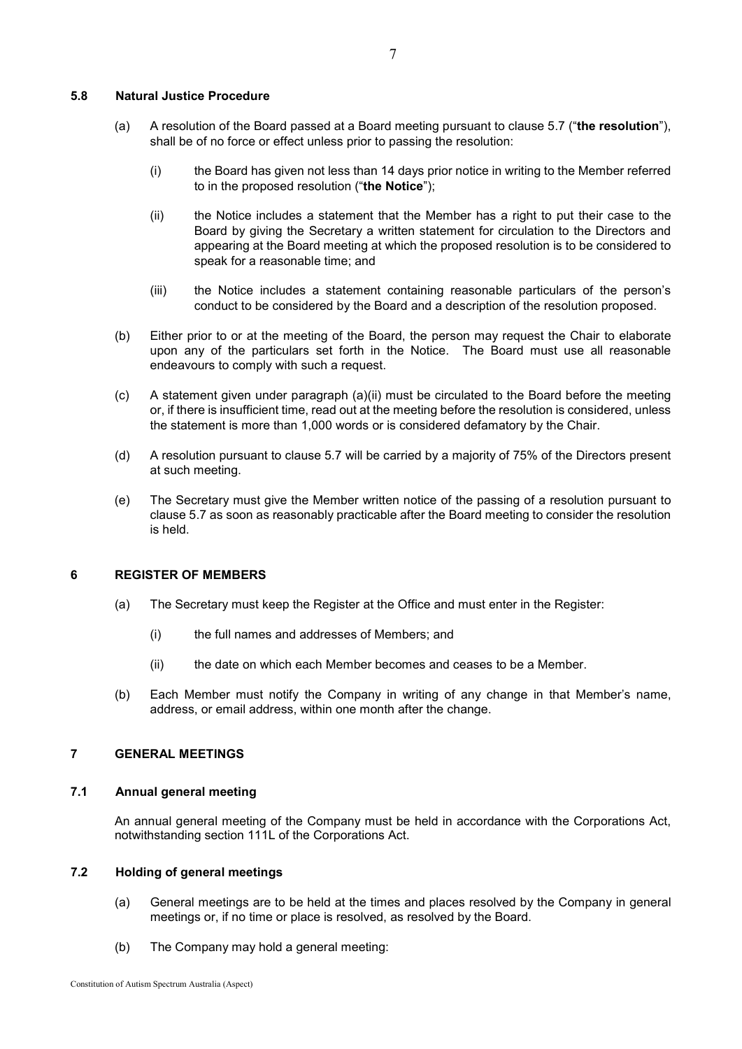### 5.8 Natural Justice Procedure

(a) A resolution of the Board passed at a Board meeting pursuant to clause 5.7 ("**the resolution**"), shall be of no force or effect unless prior to passing the resolution:

(i) the Board has given not less than 14 days prior notice in writing to the Member referred to in the proposed resolution ("**the Notice**");

(ii) the Notice includes a statement that the Member has a right to put their case to the Board by giving the Secretary a written statement for circulation to the Directors and appearing at the Board meeting at which the proposed resolution is to be considered to speak for a reasonable time; and

(iii) the Notice includes a statement containing reasonable particulars of the person's conduct to be considered by the Board and a description of the resolution proposed.

(b) Either prior to or at the meeting of the Board, the person may request the Chair to elaborate upon any of the particulars set forth in the Notice. The Board must use all reasonable endeavours to comply with such a request.

(c) A statement given under paragraph (a)(ii) must be circulated to the Board before the meeting or, if there is insufficient time, read out at the meeting before the resolution is considered, unless the statement is more than 1,000 words or is considered defamatory by the Chair.

(d) A resolution pursuant to clause 5.7 will be carried by a majority of 75% of the Directors present at such meeting.

(e) The Secretary must give the Member written notice of the passing of a resolution pursuant to clause 5.7 as soon as reasonably practicable after the Board meeting to consider the resolution is held.

## 6 REGISTER OF MEMBERS

(a) The Secretary must keep the Register at the Office and must enter in the Register:

(i) the full names and addresses of Members; and

(ii) the date on which each Member becomes and ceases to be a Member.

(b) Each Member must notify the Company in writing of any change in that Member's name, address, or email address, within one month after the change.

## 7 GENERAL MEETINGS

### 7.1 Annual general meeting

An annual general meeting of the Company must be held in accordance with the Corporations Act, notwithstanding section 111L of the Corporations Act.

### 7.2 Holding of general meetings

(a) General meetings are to be held at the times and places resolved by the Company in general meetings or, if no time or place is resolved, as resolved by the Board.

(b) The Company may hold a general meeting: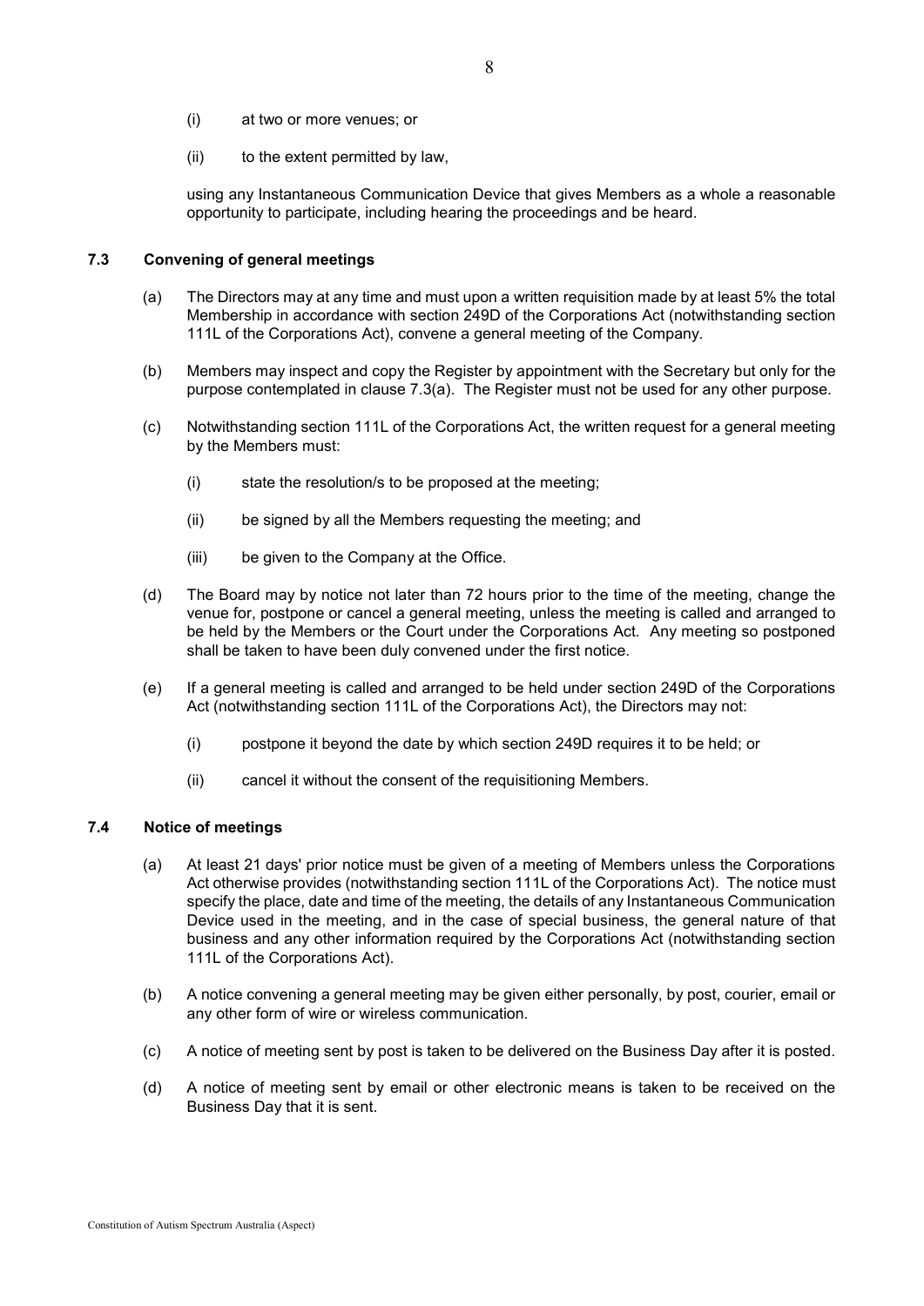(i) at two or more venues; or

(ii) to the extent permitted by law,

using any Instantaneous Communication Device that gives Members as a whole a reasonable opportunity to participate, including hearing the proceedings and be heard.

### 7.3 Convening of general meetings

(a) The Directors may at any time and must upon a written requisition made by at least 5% the total Membership in accordance with section 249D of the Corporations Act (notwithstanding section 111L of the Corporations Act), convene a general meeting of the Company.

(b) Members may inspect and copy the Register by appointment with the Secretary but only for the purpose contemplated in clause 7.3(a). The Register must not be used for any other purpose.

(c) Notwithstanding section 111L of the Corporations Act, the written request for a general meeting by the Members must:

(i) state the resolution/s to be proposed at the meeting;

(ii) be signed by all the Members requesting the meeting; and

(iii) be given to the Company at the Office.

(d) The Board may by notice not later than 72 hours prior to the time of the meeting, change the venue for, postpone or cancel a general meeting, unless the meeting is called and arranged to be held by the Members or the Court under the Corporations Act. Any meeting so postponed shall be taken to have been duly convened under the first notice.

(e) If a general meeting is called and arranged to be held under section 249D of the Corporations Act (notwithstanding section 111L of the Corporations Act), the Directors may not:

(i) postpone it beyond the date by which section 249D requires it to be held; or

(ii) cancel it without the consent of the requisitioning Members.

### 7.4 Notice of meetings

(a) At least 21 days' prior notice must be given of a meeting of Members unless the Corporations Act otherwise provides (notwithstanding section 111L of the Corporations Act). The notice must specify the place, date and time of the meeting, the details of any Instantaneous Communication Device used in the meeting, and in the case of special business, the general nature of that business and any other information required by the Corporations Act (notwithstanding section 111L of the Corporations Act).

(b) A notice convening a general meeting may be given either personally, by post, courier, email or any other form of wire or wireless communication.

(c) A notice of meeting sent by post is taken to be delivered on the Business Day after it is posted.

(d) A notice of meeting sent by email or other electronic means is taken to be received on the Business Day that it is sent.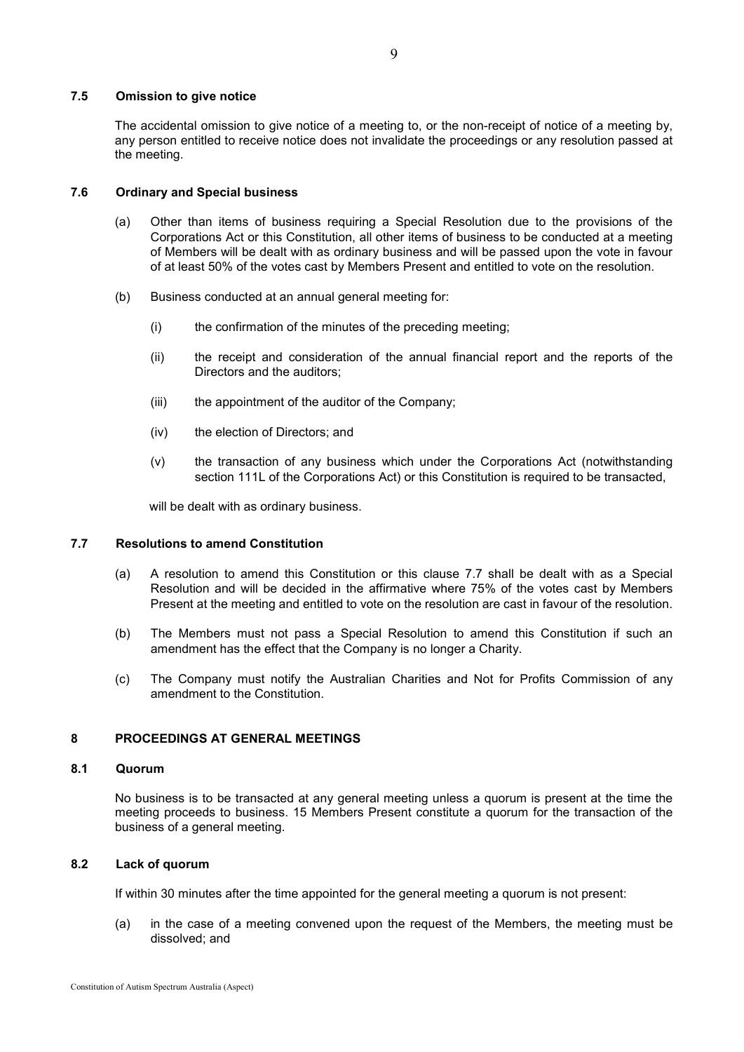### 7.5 Omission to give notice

The accidental omission to give notice of a meeting to, or the non-receipt of notice of a meeting by, any person entitled to receive notice does not invalidate the proceedings or any resolution passed at the meeting.

### 7.6 Ordinary and Special business

(a) Other than items of business requiring a Special Resolution due to the provisions of the Corporations Act or this Constitution, all other items of business to be conducted at a meeting of Members will be dealt with as ordinary business and will be passed upon the vote in favour of at least 50% of the votes cast by Members Present and entitled to vote on the resolution.

(b) Business conducted at an annual general meeting for:

(i) the confirmation of the minutes of the preceding meeting;

(ii) the receipt and consideration of the annual financial report and the reports of the Directors and the auditors;

(iii) the appointment of the auditor of the Company;

(iv) the election of Directors; and

(v) the transaction of any business which under the Corporations Act (notwithstanding section 111L of the Corporations Act) or this Constitution is required to be transacted,

will be dealt with as ordinary business.

### 7.7 Resolutions to amend Constitution

(a) A resolution to amend this Constitution or this clause 7.7 shall be dealt with as a Special Resolution and will be decided in the affirmative where 75% of the votes cast by Members Present at the meeting and entitled to vote on the resolution are cast in favour of the resolution.

(b) The Members must not pass a Special Resolution to amend this Constitution if such an amendment has the effect that the Company is no longer a Charity.

(c) The Company must notify the Australian Charities and Not for Profits Commission of any amendment to the Constitution.

## 8 PROCEEDINGS AT GENERAL MEETINGS

### 8.1 Quorum

No business is to be transacted at any general meeting unless a quorum is present at the time the meeting proceeds to business. 15 Members Present constitute a quorum for the transaction of the business of a general meeting.

### 8.2 Lack of quorum

If within 30 minutes after the time appointed for the general meeting a quorum is not present:

(a) in the case of a meeting convened upon the request of the Members, the meeting must be dissolved; and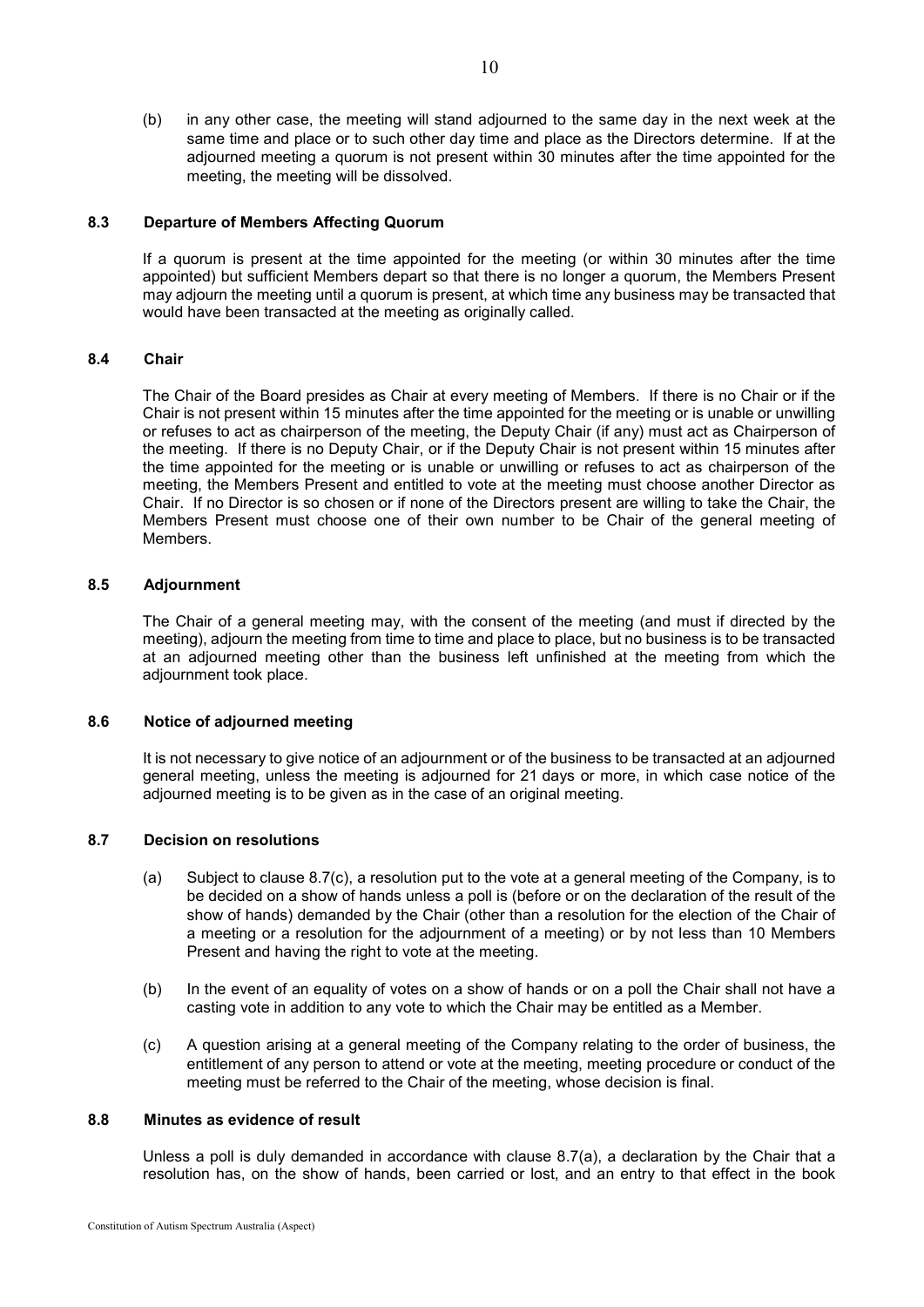(b) in any other case, the meeting will stand adjourned to the same day in the next week at the same time and place or to such other day time and place as the Directors determine. If at the adjourned meeting a quorum is not present within 30 minutes after the time appointed for the meeting, the meeting will be dissolved.

### 8.3 Departure of Members Affecting Quorum

If a quorum is present at the time appointed for the meeting (or within 30 minutes after the time appointed) but sufficient Members depart so that there is no longer a quorum, the Members Present may adjourn the meeting until a quorum is present, at which time any business may be transacted that would have been transacted at the meeting as originally called.

### 8.4 Chair

The Chair of the Board presides as Chair at every meeting of Members. If there is no Chair or if the Chair is not present within 15 minutes after the time appointed for the meeting or is unable or unwilling or refuses to act as chairperson of the meeting, the Deputy Chair (if any) must act as Chairperson of the meeting. If there is no Deputy Chair, or if the Deputy Chair is not present within 15 minutes after the time appointed for the meeting or is unable or unwilling or refuses to act as chairperson of the meeting, the Members Present and entitled to vote at the meeting must choose another Director as Chair. If no Director is so chosen or if none of the Directors present are willing to take the Chair, the Members Present must choose one of their own number to be Chair of the general meeting of Members.

### 8.5 Adjournment

The Chair of a general meeting may, with the consent of the meeting (and must if directed by the meeting), adjourn the meeting from time to time and place to place, but no business is to be transacted at an adjourned meeting other than the business left unfinished at the meeting from which the adjournment took place.

### 8.6 Notice of adjourned meeting

It is not necessary to give notice of an adjournment or of the business to be transacted at an adjourned general meeting, unless the meeting is adjourned for 21 days or more, in which case notice of the adjourned meeting is to be given as in the case of an original meeting.

### 8.7 Decision on resolutions

(a) Subject to clause 8.7(c), a resolution put to the vote at a general meeting of the Company, is to be decided on a show of hands unless a poll is (before or on the declaration of the result of the show of hands) demanded by the Chair (other than a resolution for the election of the Chair of a meeting or a resolution for the adjournment of a meeting) or by not less than 10 Members Present and having the right to vote at the meeting.

(b) In the event of an equality of votes on a show of hands or on a poll the Chair shall not have a casting vote in addition to any vote to which the Chair may be entitled as a Member.

(c) A question arising at a general meeting of the Company relating to the order of business, the entitlement of any person to attend or vote at the meeting, meeting procedure or conduct of the meeting must be referred to the Chair of the meeting, whose decision is final.

### 8.8 Minutes as evidence of result

Unless a poll is duly demanded in accordance with clause 8.7(a), a declaration by the Chair that a resolution has, on the show of hands, been carried or lost, and an entry to that effect in the book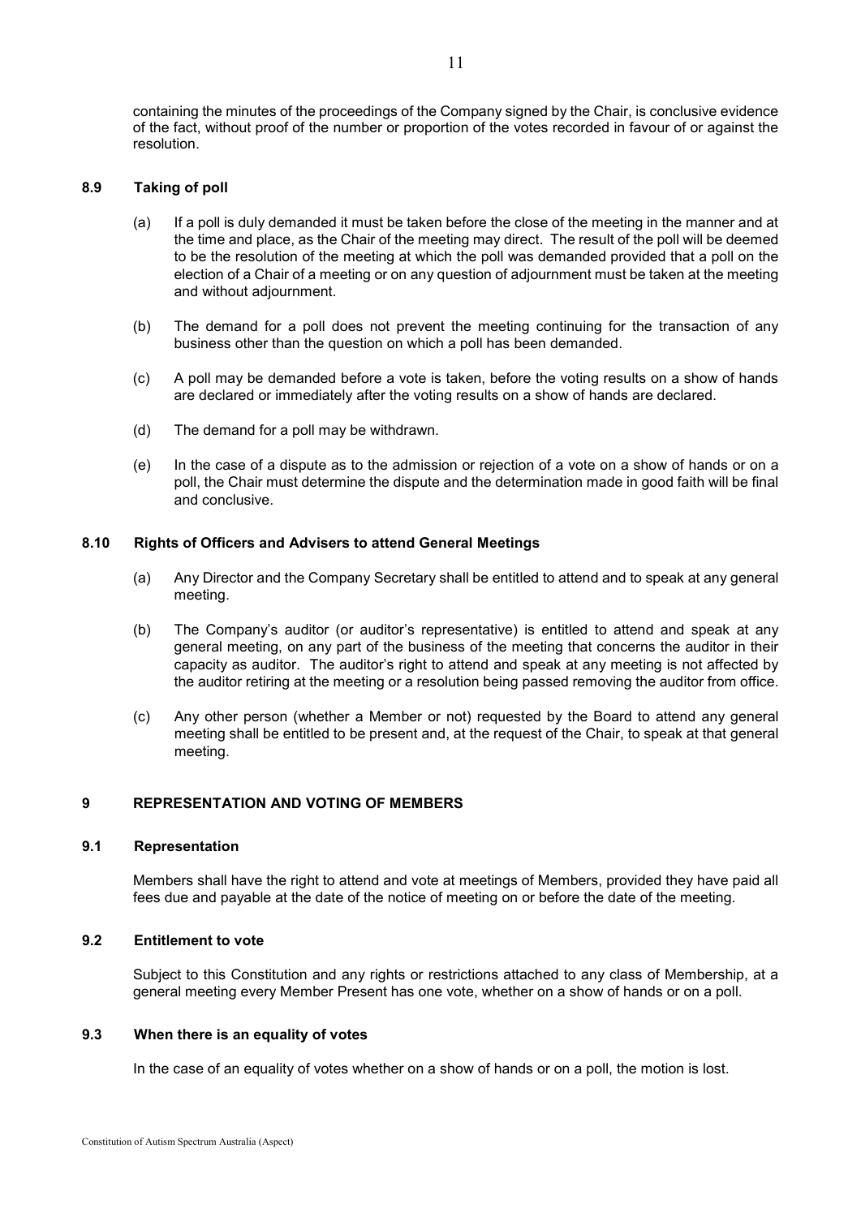containing the minutes of the proceedings of the Company signed by the Chair, is conclusive evidence of the fact, without proof of the number or proportion of the votes recorded in favour of or against the resolution.

### 8.9 Taking of poll

(a) If a poll is duly demanded it must be taken before the close of the meeting in the manner and at the time and place, as the Chair of the meeting may direct. The result of the poll will be deemed to be the resolution of the meeting at which the poll was demanded provided that a poll on the election of a Chair of a meeting or on any question of adjournment must be taken at the meeting and without adjournment.

(b) The demand for a poll does not prevent the meeting continuing for the transaction of any business other than the question on which a poll has been demanded.

(c) A poll may be demanded before a vote is taken, before the voting results on a show of hands are declared or immediately after the voting results on a show of hands are declared.

(d) The demand for a poll may be withdrawn.

(e) In the case of a dispute as to the admission or rejection of a vote on a show of hands or on a poll, the Chair must determine the dispute and the determination made in good faith will be final and conclusive.

### 8.10 Rights of Officers and Advisers to attend General Meetings

(a) Any Director and the Company Secretary shall be entitled to attend and to speak at any general meeting.

(b) The Company's auditor (or auditor's representative) is entitled to attend and speak at any general meeting, on any part of the business of the meeting that concerns the auditor in their capacity as auditor. The auditor's right to attend and speak at any meeting is not affected by the auditor retiring at the meeting or a resolution being passed removing the auditor from office.

(c) Any other person (whether a Member or not) requested by the Board to attend any general meeting shall be entitled to be present and, at the request of the Chair, to speak at that general meeting.

## 9 REPRESENTATION AND VOTING OF MEMBERS

### 9.1 Representation

Members shall have the right to attend and vote at meetings of Members, provided they have paid all fees due and payable at the date of the notice of meeting on or before the date of the meeting.

### 9.2 Entitlement to vote

Subject to this Constitution and any rights or restrictions attached to any class of Membership, at a general meeting every Member Present has one vote, whether on a show of hands or on a poll.

### 9.3 When there is an equality of votes

In the case of an equality of votes whether on a show of hands or on a poll, the motion is lost.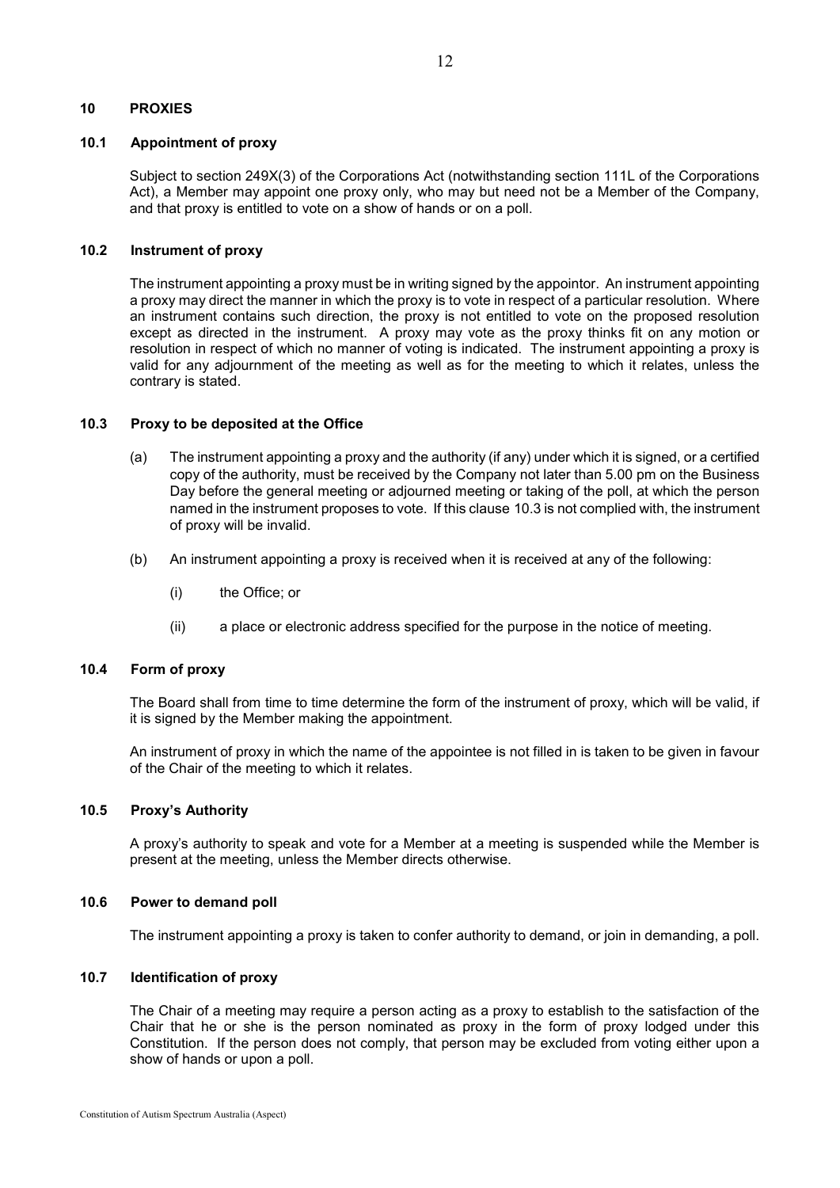## 10 PROXIES

### 10.1 Appointment of proxy

Subject to section 249X(3) of the Corporations Act (notwithstanding section 111L of the Corporations Act), a Member may appoint one proxy only, who may but need not be a Member of the Company, and that proxy is entitled to vote on a show of hands or on a poll.

### 10.2 Instrument of proxy

The instrument appointing a proxy must be in writing signed by the appointor. An instrument appointing a proxy may direct the manner in which the proxy is to vote in respect of a particular resolution. Where an instrument contains such direction, the proxy is not entitled to vote on the proposed resolution except as directed in the instrument. A proxy may vote as the proxy thinks fit on any motion or resolution in respect of which no manner of voting is indicated. The instrument appointing a proxy is valid for any adjournment of the meeting as well as for the meeting to which it relates, unless the contrary is stated.

### 10.3 Proxy to be deposited at the Office

(a) The instrument appointing a proxy and the authority (if any) under which it is signed, or a certified copy of the authority, must be received by the Company not later than 5.00 pm on the Business Day before the general meeting or adjourned meeting or taking of the poll, at which the person named in the instrument proposes to vote. If this clause 10.3 is not complied with, the instrument of proxy will be invalid.

(b) An instrument appointing a proxy is received when it is received at any of the following:

(i) the Office; or

(ii) a place or electronic address specified for the purpose in the notice of meeting.

### 10.4 Form of proxy

The Board shall from time to time determine the form of the instrument of proxy, which will be valid, if it is signed by the Member making the appointment.

An instrument of proxy in which the name of the appointee is not filled in is taken to be given in favour of the Chair of the meeting to which it relates.

### 10.5 Proxy's Authority

A proxy's authority to speak and vote for a Member at a meeting is suspended while the Member is present at the meeting, unless the Member directs otherwise.

### 10.6 Power to demand poll

The instrument appointing a proxy is taken to confer authority to demand, or join in demanding, a poll.

### 10.7 Identification of proxy

The Chair of a meeting may require a person acting as a proxy to establish to the satisfaction of the Chair that he or she is the person nominated as proxy in the form of proxy lodged under this Constitution. If the person does not comply, that person may be excluded from voting either upon a show of hands or upon a poll.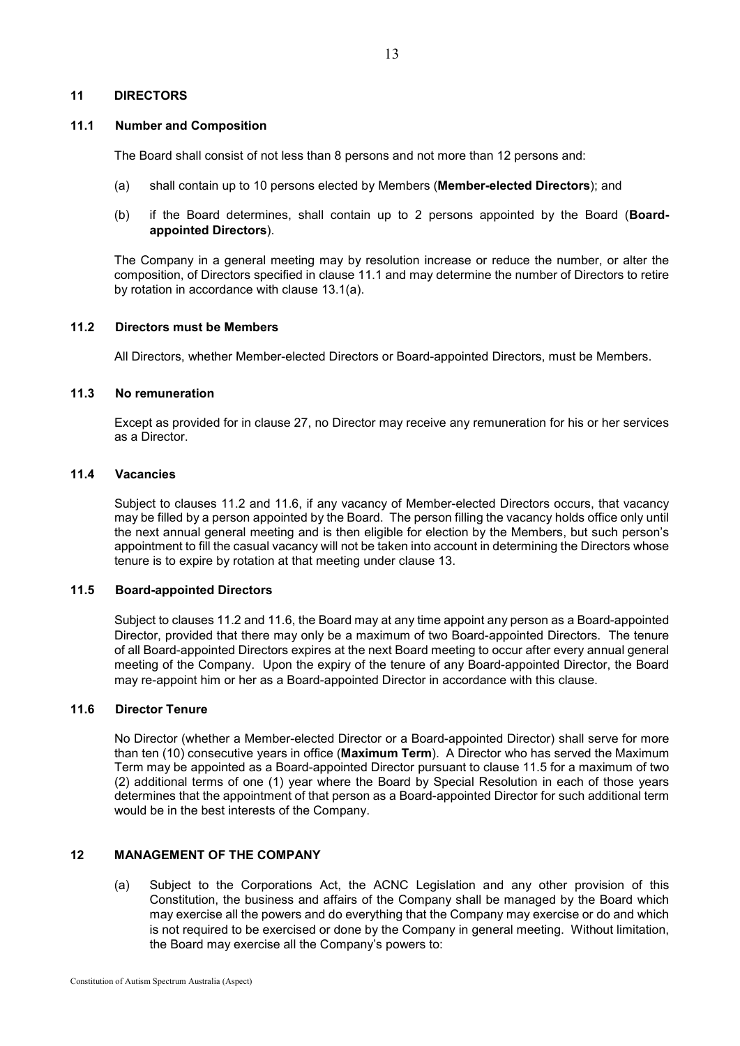## 11 DIRECTORS

### 11.1 Number and Composition

The Board shall consist of not less than 8 persons and not more than 12 persons and:

(a) shall contain up to 10 persons elected by Members (**Member-elected Directors**); and

(b) if the Board determines, shall contain up to 2 persons appointed by the Board (**Board-appointed Directors**).

The Company in a general meeting may by resolution increase or reduce the number, or alter the composition, of Directors specified in clause 11.1 and may determine the number of Directors to retire by rotation in accordance with clause 13.1(a).

### 11.2 Directors must be Members

All Directors, whether Member-elected Directors or Board-appointed Directors, must be Members.

### 11.3 No remuneration

Except as provided for in clause 27, no Director may receive any remuneration for his or her services as a Director.

### 11.4 Vacancies

Subject to clauses 11.2 and 11.6, if any vacancy of Member-elected Directors occurs, that vacancy may be filled by a person appointed by the Board. The person filling the vacancy holds office only until the next annual general meeting and is then eligible for election by the Members, but such person's appointment to fill the casual vacancy will not be taken into account in determining the Directors whose tenure is to expire by rotation at that meeting under clause 13.

### 11.5 Board-appointed Directors

Subject to clauses 11.2 and 11.6, the Board may at any time appoint any person as a Board-appointed Director, provided that there may only be a maximum of two Board-appointed Directors. The tenure of all Board-appointed Directors expires at the next Board meeting to occur after every annual general meeting of the Company. Upon the expiry of the tenure of any Board-appointed Director, the Board may re-appoint him or her as a Board-appointed Director in accordance with this clause.

### 11.6 Director Tenure

No Director (whether a Member-elected Director or a Board-appointed Director) shall serve for more than ten (10) consecutive years in office (**Maximum Term**). A Director who has served the Maximum Term may be appointed as a Board-appointed Director pursuant to clause 11.5 for a maximum of two (2) additional terms of one (1) year where the Board by Special Resolution in each of those years determines that the appointment of that person as a Board-appointed Director for such additional term would be in the best interests of the Company.

## 12 MANAGEMENT OF THE COMPANY

(a) Subject to the Corporations Act, the ACNC Legislation and any other provision of this Constitution, the business and affairs of the Company shall be managed by the Board which may exercise all the powers and do everything that the Company may exercise or do and which is not required to be exercised or done by the Company in general meeting. Without limitation, the Board may exercise all the Company's powers to: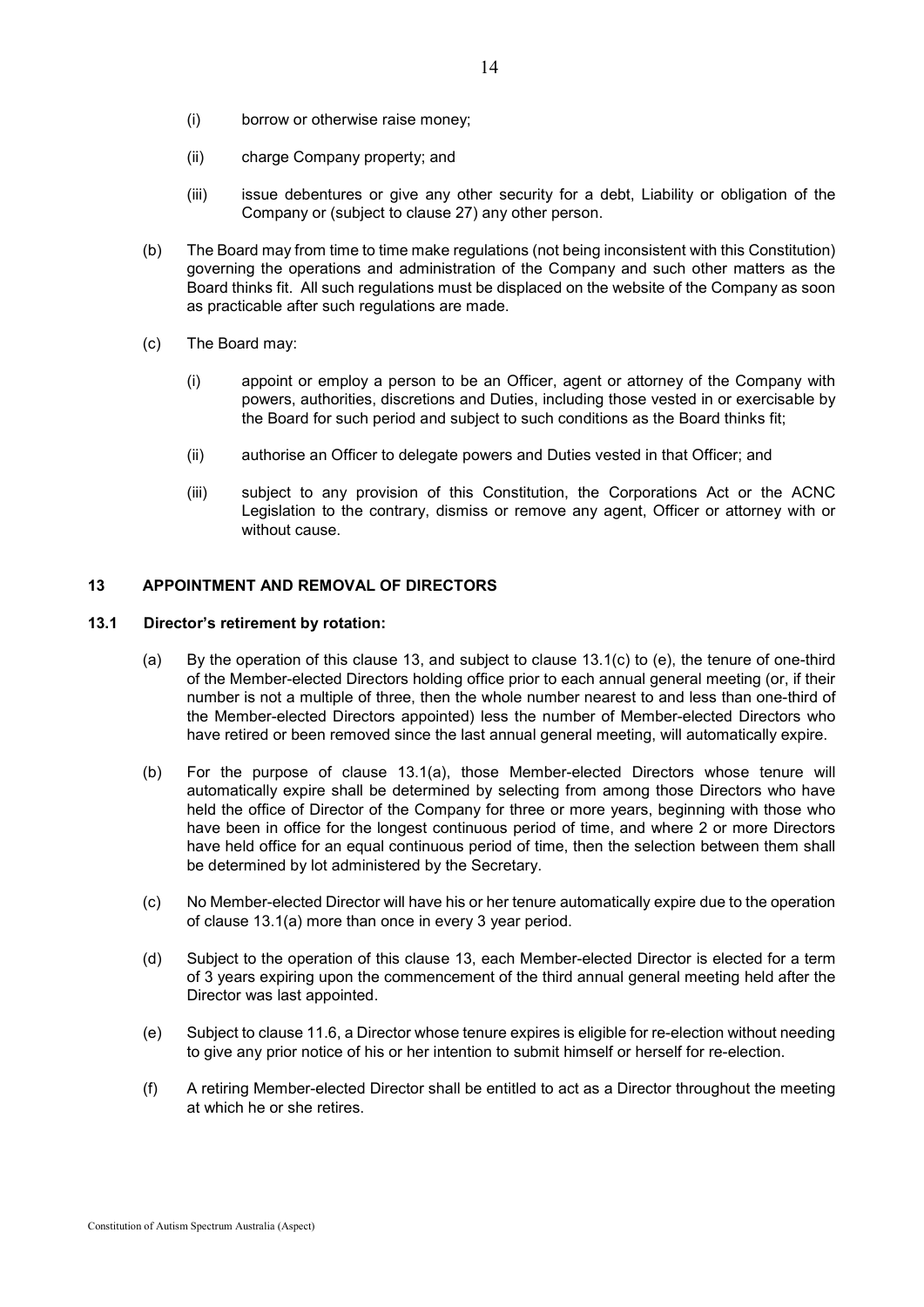(i) borrow or otherwise raise money;

(ii) charge Company property; and

(iii) issue debentures or give any other security for a debt, Liability or obligation of the Company or (subject to clause 27) any other person.

(b) The Board may from time to time make regulations (not being inconsistent with this Constitution) governing the operations and administration of the Company and such other matters as the Board thinks fit. All such regulations must be displaced on the website of the Company as soon as practicable after such regulations are made.

(c) The Board may:

(i) appoint or employ a person to be an Officer, agent or attorney of the Company with powers, authorities, discretions and Duties, including those vested in or exercisable by the Board for such period and subject to such conditions as the Board thinks fit;

(ii) authorise an Officer to delegate powers and Duties vested in that Officer; and

(iii) subject to any provision of this Constitution, the Corporations Act or the ACNC Legislation to the contrary, dismiss or remove any agent, Officer or attorney with or without cause.

## 13 APPOINTMENT AND REMOVAL OF DIRECTORS

### 13.1 Director's retirement by rotation:

(a) By the operation of this clause 13, and subject to clause 13.1(c) to (e), the tenure of one-third of the Member-elected Directors holding office prior to each annual general meeting (or, if their number is not a multiple of three, then the whole number nearest to and less than one-third of the Member-elected Directors appointed) less the number of Member-elected Directors who have retired or been removed since the last annual general meeting, will automatically expire.

(b) For the purpose of clause 13.1(a), those Member-elected Directors whose tenure will automatically expire shall be determined by selecting from among those Directors who have held the office of Director of the Company for three or more years, beginning with those who have been in office for the longest continuous period of time, and where 2 or more Directors have held office for an equal continuous period of time, then the selection between them shall be determined by lot administered by the Secretary.

(c) No Member-elected Director will have his or her tenure automatically expire due to the operation of clause 13.1(a) more than once in every 3 year period.

(d) Subject to the operation of this clause 13, each Member-elected Director is elected for a term of 3 years expiring upon the commencement of the third annual general meeting held after the Director was last appointed.

(e) Subject to clause 11.6, a Director whose tenure expires is eligible for re-election without needing to give any prior notice of his or her intention to submit himself or herself for re-election.

(f) A retiring Member-elected Director shall be entitled to act as a Director throughout the meeting at which he or she retires.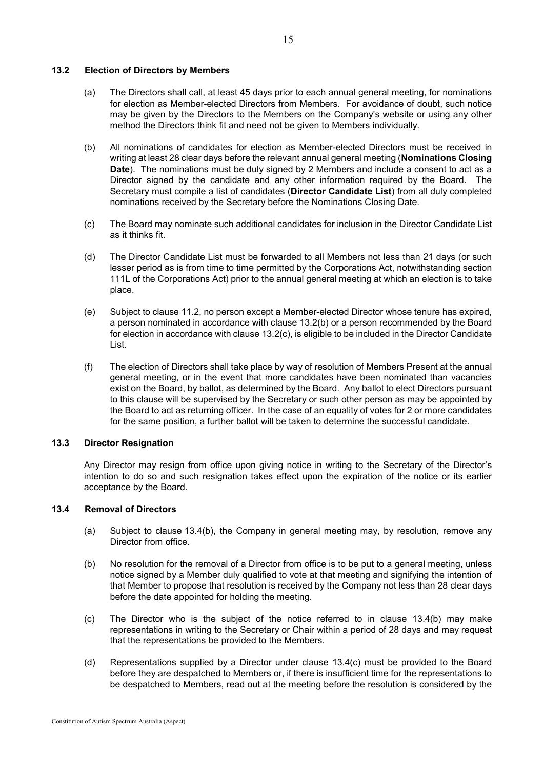### 13.2 Election of Directors by Members

(a) The Directors shall call, at least 45 days prior to each annual general meeting, for nominations for election as Member-elected Directors from Members. For avoidance of doubt, such notice may be given by the Directors to the Members on the Company's website or using any other method the Directors think fit and need not be given to Members individually.

(b) All nominations of candidates for election as Member-elected Directors must be received in writing at least 28 clear days before the relevant annual general meeting (**Nominations Closing Date**). The nominations must be duly signed by 2 Members and include a consent to act as a Director signed by the candidate and any other information required by the Board. The Secretary must compile a list of candidates (**Director Candidate List**) from all duly completed nominations received by the Secretary before the Nominations Closing Date.

(c) The Board may nominate such additional candidates for inclusion in the Director Candidate List as it thinks fit.

(d) The Director Candidate List must be forwarded to all Members not less than 21 days (or such lesser period as is from time to time permitted by the Corporations Act, notwithstanding section 111L of the Corporations Act) prior to the annual general meeting at which an election is to take place.

(e) Subject to clause 11.2, no person except a Member-elected Director whose tenure has expired, a person nominated in accordance with clause 13.2(b) or a person recommended by the Board for election in accordance with clause 13.2(c), is eligible to be included in the Director Candidate List.

(f) The election of Directors shall take place by way of resolution of Members Present at the annual general meeting, or in the event that more candidates have been nominated than vacancies exist on the Board, by ballot, as determined by the Board. Any ballot to elect Directors pursuant to this clause will be supervised by the Secretary or such other person as may be appointed by the Board to act as returning officer. In the case of an equality of votes for 2 or more candidates for the same position, a further ballot will be taken to determine the successful candidate.

### 13.3 Director Resignation

Any Director may resign from office upon giving notice in writing to the Secretary of the Director's intention to do so and such resignation takes effect upon the expiration of the notice or its earlier acceptance by the Board.

### 13.4 Removal of Directors

(a) Subject to clause 13.4(b), the Company in general meeting may, by resolution, remove any Director from office.

(b) No resolution for the removal of a Director from office is to be put to a general meeting, unless notice signed by a Member duly qualified to vote at that meeting and signifying the intention of that Member to propose that resolution is received by the Company not less than 28 clear days before the date appointed for holding the meeting.

(c) The Director who is the subject of the notice referred to in clause 13.4(b) may make representations in writing to the Secretary or Chair within a period of 28 days and may request that the representations be provided to the Members.

(d) Representations supplied by a Director under clause 13.4(c) must be provided to the Board before they are despatched to Members or, if there is insufficient time for the representations to be despatched to Members, read out at the meeting before the resolution is considered by the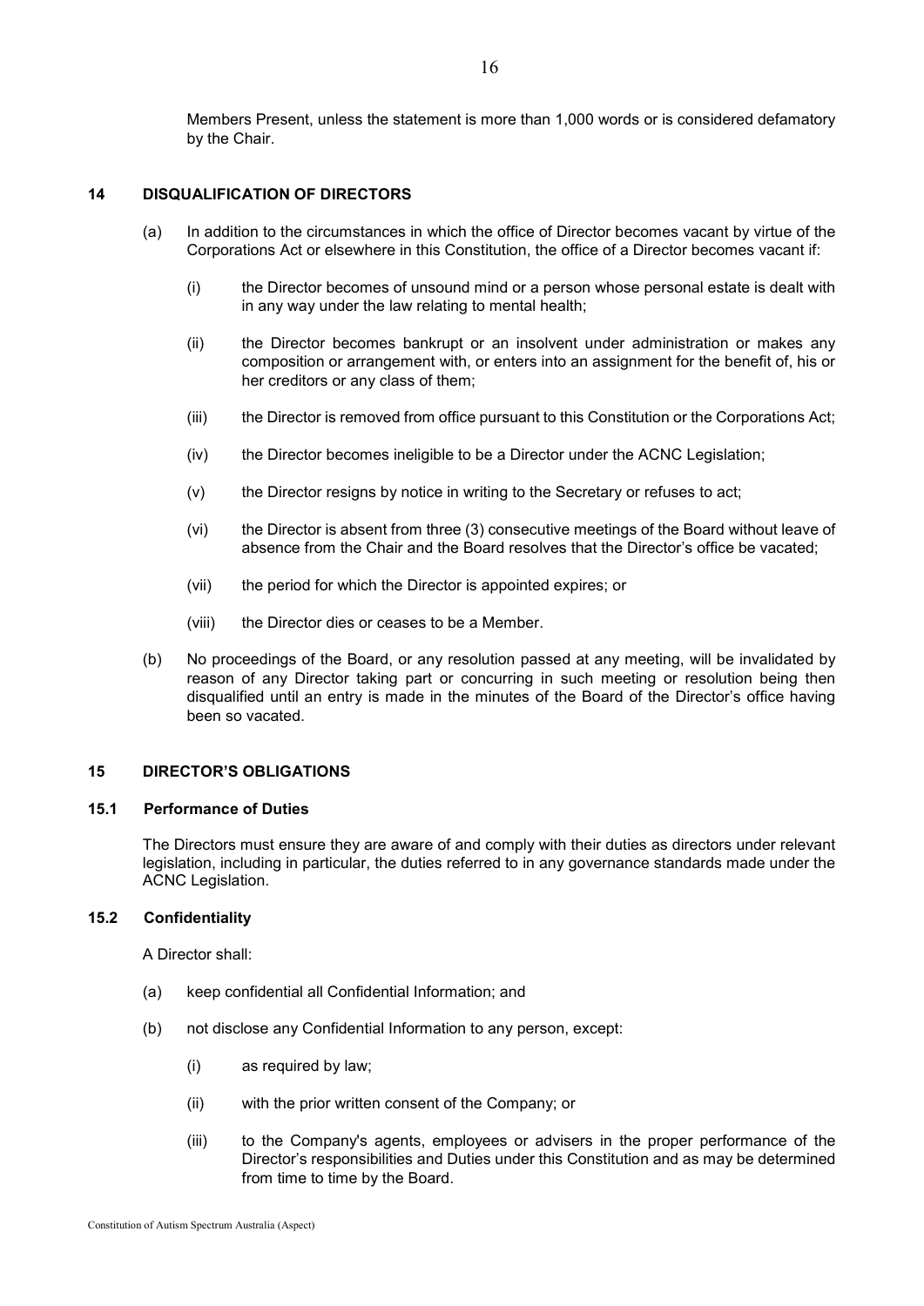Members Present, unless the statement is more than 1,000 words or is considered defamatory by the Chair.

## 14 DISQUALIFICATION OF DIRECTORS

(a) In addition to the circumstances in which the office of Director becomes vacant by virtue of the Corporations Act or elsewhere in this Constitution, the office of a Director becomes vacant if:

   (i) the Director becomes of unsound mind or a person whose personal estate is dealt with in any way under the law relating to mental health;

   (ii) the Director becomes bankrupt or an insolvent under administration or makes any composition or arrangement with, or enters into an assignment for the benefit of, his or her creditors or any class of them;

   (iii) the Director is removed from office pursuant to this Constitution or the Corporations Act;

   (iv) the Director becomes ineligible to be a Director under the ACNC Legislation;

   (v) the Director resigns by notice in writing to the Secretary or refuses to act;

   (vi) the Director is absent from three (3) consecutive meetings of the Board without leave of absence from the Chair and the Board resolves that the Director's office be vacated;

   (vii) the period for which the Director is appointed expires; or

   (viii) the Director dies or ceases to be a Member.

(b) No proceedings of the Board, or any resolution passed at any meeting, will be invalidated by reason of any Director taking part or concurring in such meeting or resolution being then disqualified until an entry is made in the minutes of the Board of the Director's office having been so vacated.

## 15 DIRECTOR'S OBLIGATIONS

### 15.1 Performance of Duties

The Directors must ensure they are aware of and comply with their duties as directors under relevant legislation, including in particular, the duties referred to in any governance standards made under the ACNC Legislation.

### 15.2 Confidentiality

A Director shall:

(a) keep confidential all Confidential Information; and

(b) not disclose any Confidential Information to any person, except:

   (i) as required by law;

   (ii) with the prior written consent of the Company; or

   (iii) to the Company's agents, employees or advisers in the proper performance of the Director's responsibilities and Duties under this Constitution and as may be determined from time to time by the Board.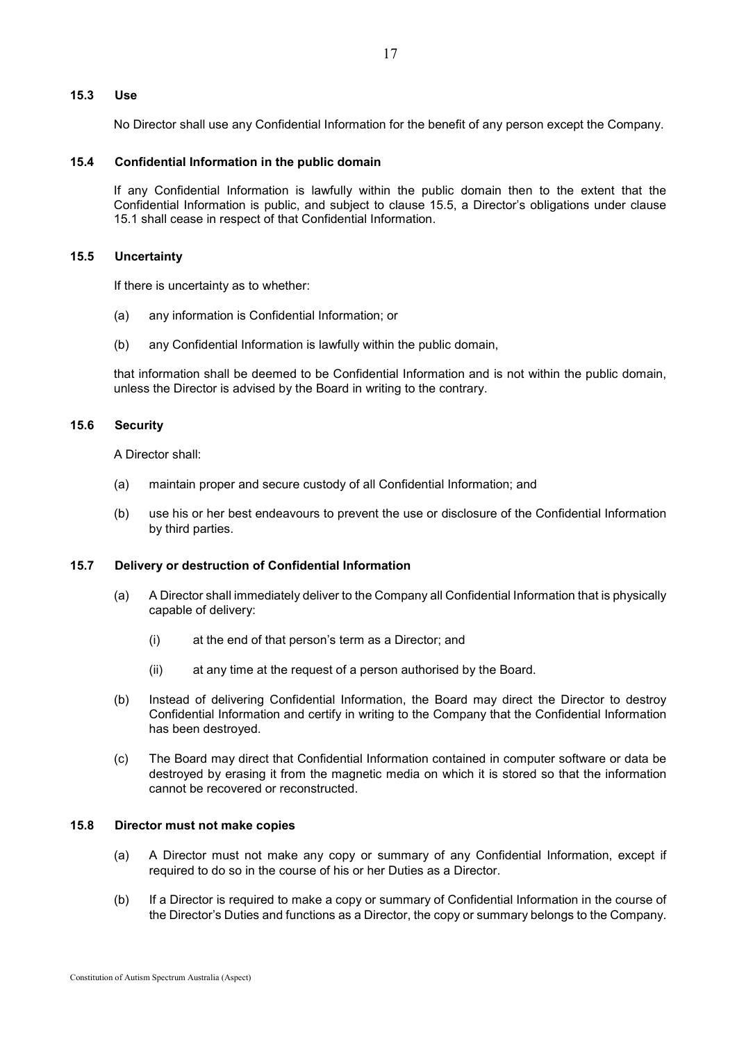### 15.3 Use

No Director shall use any Confidential Information for the benefit of any person except the Company.

### 15.4 Confidential Information in the public domain

If any Confidential Information is lawfully within the public domain then to the extent that the Confidential Information is public, and subject to clause 15.5, a Director's obligations under clause 15.1 shall cease in respect of that Confidential Information.

### 15.5 Uncertainty

If there is uncertainty as to whether:

(a) any information is Confidential Information; or

(b) any Confidential Information is lawfully within the public domain,

that information shall be deemed to be Confidential Information and is not within the public domain, unless the Director is advised by the Board in writing to the contrary.

### 15.6 Security

A Director shall:

(a) maintain proper and secure custody of all Confidential Information; and

(b) use his or her best endeavours to prevent the use or disclosure of the Confidential Information by third parties.

### 15.7 Delivery or destruction of Confidential Information

(a) A Director shall immediately deliver to the Company all Confidential Information that is physically capable of delivery:

  (i) at the end of that person's term as a Director; and

  (ii) at any time at the request of a person authorised by the Board.

(b) Instead of delivering Confidential Information, the Board may direct the Director to destroy Confidential Information and certify in writing to the Company that the Confidential Information has been destroyed.

(c) The Board may direct that Confidential Information contained in computer software or data be destroyed by erasing it from the magnetic media on which it is stored so that the information cannot be recovered or reconstructed.

### 15.8 Director must not make copies

(a) A Director must not make any copy or summary of any Confidential Information, except if required to do so in the course of his or her Duties as a Director.

(b) If a Director is required to make a copy or summary of Confidential Information in the course of the Director's Duties and functions as a Director, the copy or summary belongs to the Company.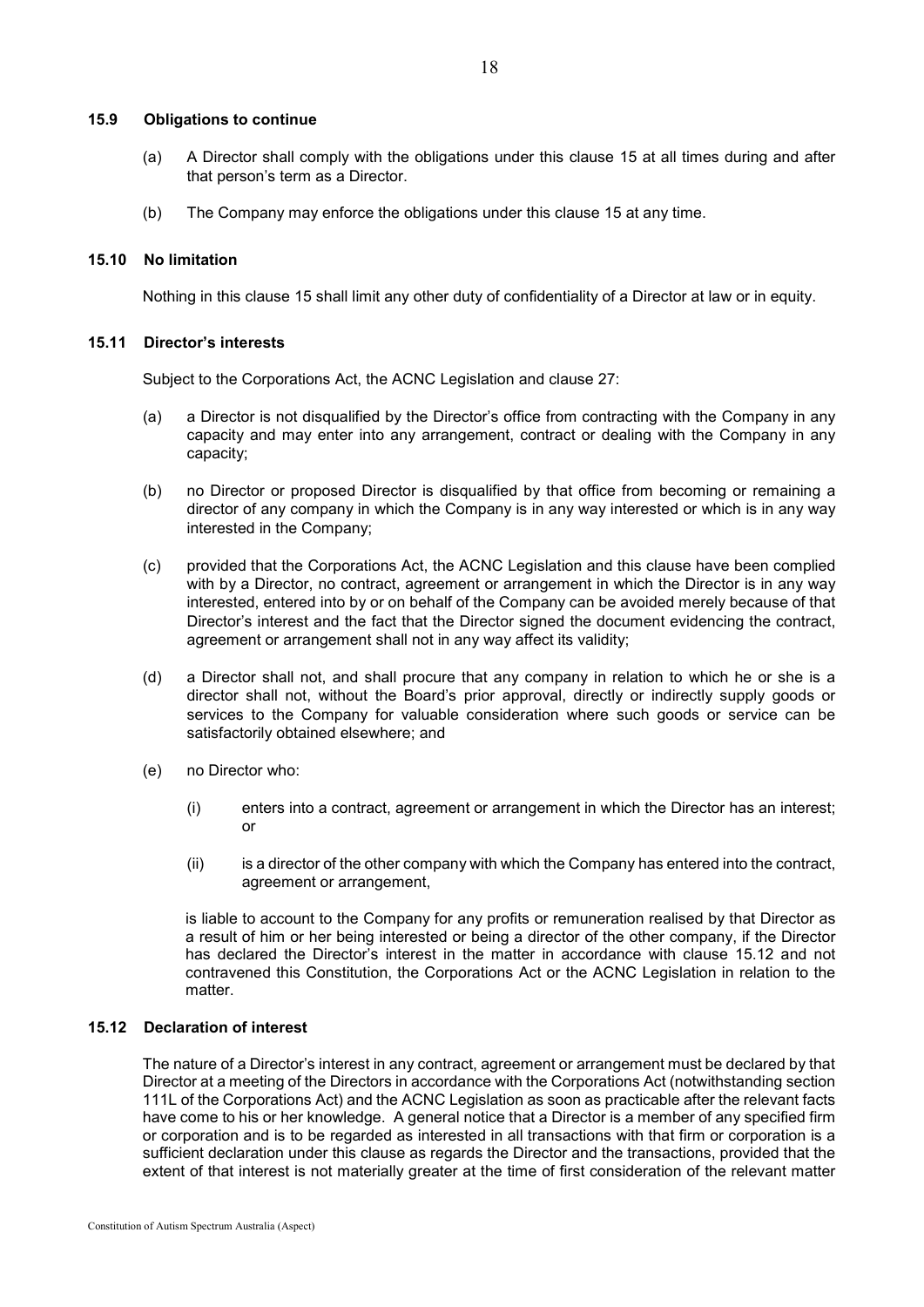### 15.9 Obligations to continue

(a) A Director shall comply with the obligations under this clause 15 at all times during and after that person's term as a Director.

(b) The Company may enforce the obligations under this clause 15 at any time.

### 15.10 No limitation

Nothing in this clause 15 shall limit any other duty of confidentiality of a Director at law or in equity.

### 15.11 Director's interests

Subject to the Corporations Act, the ACNC Legislation and clause 27:

(a) a Director is not disqualified by the Director's office from contracting with the Company in any capacity and may enter into any arrangement, contract or dealing with the Company in any capacity;

(b) no Director or proposed Director is disqualified by that office from becoming or remaining a director of any company in which the Company is in any way interested or which is in any way interested in the Company;

(c) provided that the Corporations Act, the ACNC Legislation and this clause have been complied with by a Director, no contract, agreement or arrangement in which the Director is in any way interested, entered into by or on behalf of the Company can be avoided merely because of that Director's interest and the fact that the Director signed the document evidencing the contract, agreement or arrangement shall not in any way affect its validity;

(d) a Director shall not, and shall procure that any company in relation to which he or she is a director shall not, without the Board's prior approval, directly or indirectly supply goods or services to the Company for valuable consideration where such goods or service can be satisfactorily obtained elsewhere; and

(e) no Director who:

(i) enters into a contract, agreement or arrangement in which the Director has an interest; or

(ii) is a director of the other company with which the Company has entered into the contract, agreement or arrangement,

is liable to account to the Company for any profits or remuneration realised by that Director as a result of him or her being interested or being a director of the other company, if the Director has declared the Director's interest in the matter in accordance with clause 15.12 and not contravened this Constitution, the Corporations Act or the ACNC Legislation in relation to the matter.

### 15.12 Declaration of interest

The nature of a Director's interest in any contract, agreement or arrangement must be declared by that Director at a meeting of the Directors in accordance with the Corporations Act (notwithstanding section 111L of the Corporations Act) and the ACNC Legislation as soon as practicable after the relevant facts have come to his or her knowledge. A general notice that a Director is a member of any specified firm or corporation and is to be regarded as interested in all transactions with that firm or corporation is a sufficient declaration under this clause as regards the Director and the transactions, provided that the extent of that interest is not materially greater at the time of first consideration of the relevant matter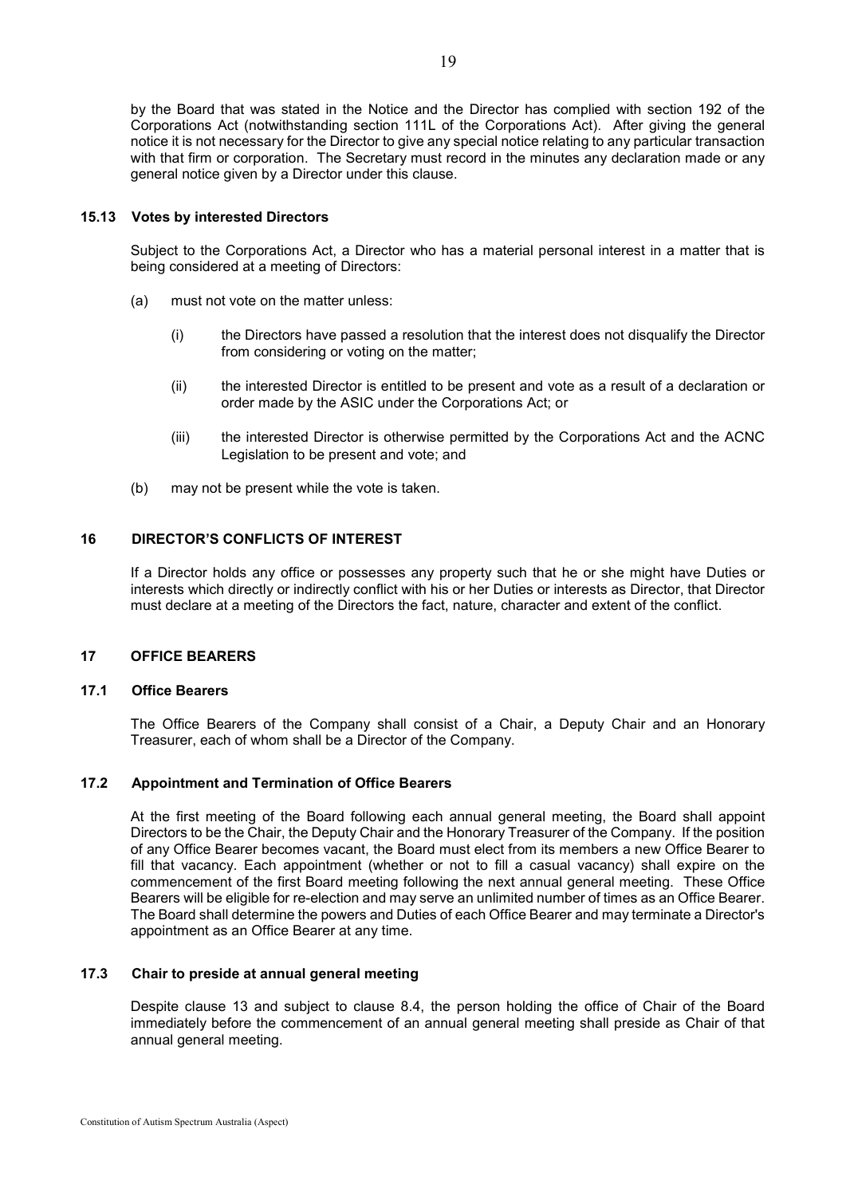by the Board that was stated in the Notice and the Director has complied with section 192 of the Corporations Act (notwithstanding section 111L of the Corporations Act). After giving the general notice it is not necessary for the Director to give any special notice relating to any particular transaction with that firm or corporation. The Secretary must record in the minutes any declaration made or any general notice given by a Director under this clause.

### 15.13 Votes by interested Directors

Subject to the Corporations Act, a Director who has a material personal interest in a matter that is being considered at a meeting of Directors:

(a) must not vote on the matter unless:

(i) the Directors have passed a resolution that the interest does not disqualify the Director from considering or voting on the matter;

(ii) the interested Director is entitled to be present and vote as a result of a declaration or order made by the ASIC under the Corporations Act; or

(iii) the interested Director is otherwise permitted by the Corporations Act and the ACNC Legislation to be present and vote; and

(b) may not be present while the vote is taken.

## 16 DIRECTOR'S CONFLICTS OF INTEREST

If a Director holds any office or possesses any property such that he or she might have Duties or interests which directly or indirectly conflict with his or her Duties or interests as Director, that Director must declare at a meeting of the Directors the fact, nature, character and extent of the conflict.

## 17 OFFICE BEARERS

### 17.1 Office Bearers

The Office Bearers of the Company shall consist of a Chair, a Deputy Chair and an Honorary Treasurer, each of whom shall be a Director of the Company.

### 17.2 Appointment and Termination of Office Bearers

At the first meeting of the Board following each annual general meeting, the Board shall appoint Directors to be the Chair, the Deputy Chair and the Honorary Treasurer of the Company. If the position of any Office Bearer becomes vacant, the Board must elect from its members a new Office Bearer to fill that vacancy. Each appointment (whether or not to fill a casual vacancy) shall expire on the commencement of the first Board meeting following the next annual general meeting. These Office Bearers will be eligible for re-election and may serve an unlimited number of times as an Office Bearer. The Board shall determine the powers and Duties of each Office Bearer and may terminate a Director's appointment as an Office Bearer at any time.

### 17.3 Chair to preside at annual general meeting

Despite clause 13 and subject to clause 8.4, the person holding the office of Chair of the Board immediately before the commencement of an annual general meeting shall preside as Chair of that annual general meeting.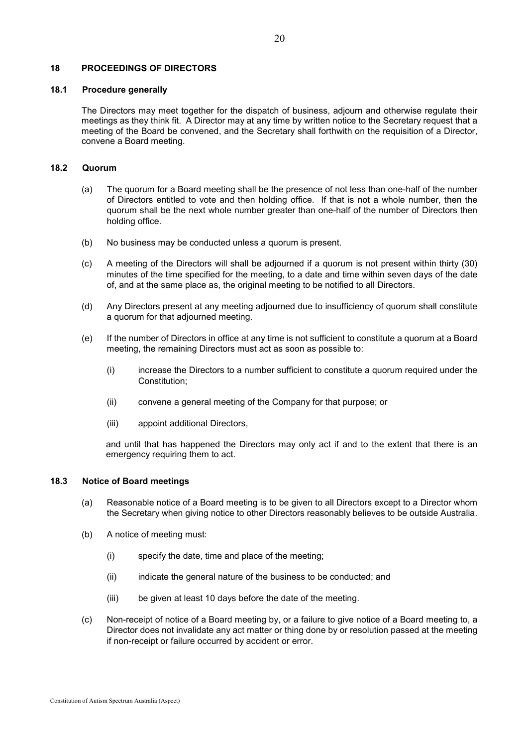## 18 PROCEEDINGS OF DIRECTORS

### 18.1 Procedure generally

The Directors may meet together for the dispatch of business, adjourn and otherwise regulate their meetings as they think fit. A Director may at any time by written notice to the Secretary request that a meeting of the Board be convened, and the Secretary shall forthwith on the requisition of a Director, convene a Board meeting.

### 18.2 Quorum

(a) The quorum for a Board meeting shall be the presence of not less than one-half of the number of Directors entitled to vote and then holding office. If that is not a whole number, then the quorum shall be the next whole number greater than one-half of the number of Directors then holding office.

(b) No business may be conducted unless a quorum is present.

(c) A meeting of the Directors will shall be adjourned if a quorum is not present within thirty (30) minutes of the time specified for the meeting, to a date and time within seven days of the date of, and at the same place as, the original meeting to be notified to all Directors.

(d) Any Directors present at any meeting adjourned due to insufficiency of quorum shall constitute a quorum for that adjourned meeting.

(e) If the number of Directors in office at any time is not sufficient to constitute a quorum at a Board meeting, the remaining Directors must act as soon as possible to:

(i) increase the Directors to a number sufficient to constitute a quorum required under the Constitution;

(ii) convene a general meeting of the Company for that purpose; or

(iii) appoint additional Directors,

and until that has happened the Directors may only act if and to the extent that there is an emergency requiring them to act.

### 18.3 Notice of Board meetings

(a) Reasonable notice of a Board meeting is to be given to all Directors except to a Director whom the Secretary when giving notice to other Directors reasonably believes to be outside Australia.

(b) A notice of meeting must:

(i) specify the date, time and place of the meeting;

(ii) indicate the general nature of the business to be conducted; and

(iii) be given at least 10 days before the date of the meeting.

(c) Non-receipt of notice of a Board meeting by, or a failure to give notice of a Board meeting to, a Director does not invalidate any act matter or thing done by or resolution passed at the meeting if non-receipt or failure occurred by accident or error.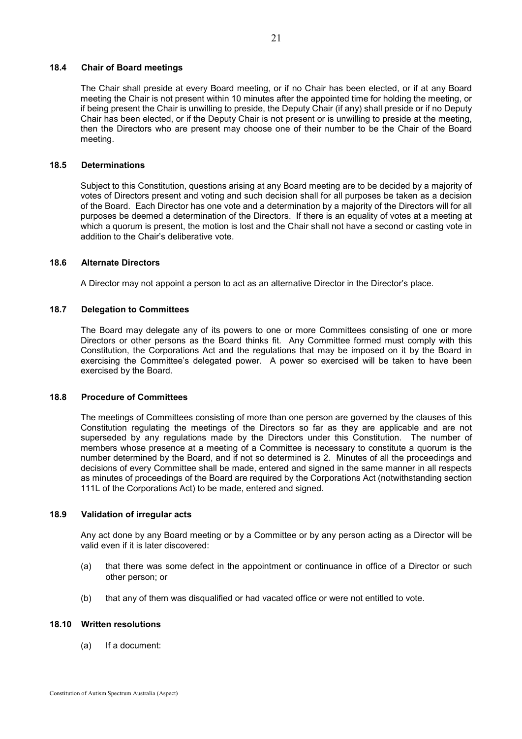### 18.4 Chair of Board meetings

The Chair shall preside at every Board meeting, or if no Chair has been elected, or if at any Board meeting the Chair is not present within 10 minutes after the appointed time for holding the meeting, or if being present the Chair is unwilling to preside, the Deputy Chair (if any) shall preside or if no Deputy Chair has been elected, or if the Deputy Chair is not present or is unwilling to preside at the meeting, then the Directors who are present may choose one of their number to be the Chair of the Board meeting.

### 18.5 Determinations

Subject to this Constitution, questions arising at any Board meeting are to be decided by a majority of votes of Directors present and voting and such decision shall for all purposes be taken as a decision of the Board. Each Director has one vote and a determination by a majority of the Directors will for all purposes be deemed a determination of the Directors. If there is an equality of votes at a meeting at which a quorum is present, the motion is lost and the Chair shall not have a second or casting vote in addition to the Chair's deliberative vote.

### 18.6 Alternate Directors

A Director may not appoint a person to act as an alternative Director in the Director's place.

### 18.7 Delegation to Committees

The Board may delegate any of its powers to one or more Committees consisting of one or more Directors or other persons as the Board thinks fit. Any Committee formed must comply with this Constitution, the Corporations Act and the regulations that may be imposed on it by the Board in exercising the Committee's delegated power. A power so exercised will be taken to have been exercised by the Board.

### 18.8 Procedure of Committees

The meetings of Committees consisting of more than one person are governed by the clauses of this Constitution regulating the meetings of the Directors so far as they are applicable and are not superseded by any regulations made by the Directors under this Constitution. The number of members whose presence at a meeting of a Committee is necessary to constitute a quorum is the number determined by the Board, and if not so determined is 2. Minutes of all the proceedings and decisions of every Committee shall be made, entered and signed in the same manner in all respects as minutes of proceedings of the Board are required by the Corporations Act (notwithstanding section 111L of the Corporations Act) to be made, entered and signed.

### 18.9 Validation of irregular acts

Any act done by any Board meeting or by a Committee or by any person acting as a Director will be valid even if it is later discovered:

(a) that there was some defect in the appointment or continuance in office of a Director or such other person; or

(b) that any of them was disqualified or had vacated office or were not entitled to vote.

### 18.10 Written resolutions

(a) If a document: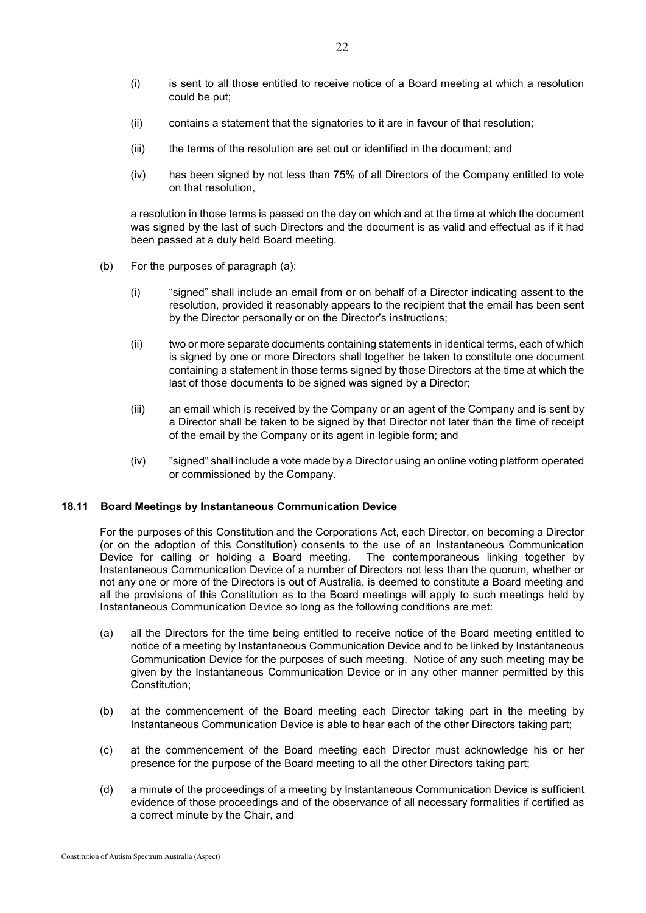(i) is sent to all those entitled to receive notice of a Board meeting at which a resolution could be put;

(ii) contains a statement that the signatories to it are in favour of that resolution;

(iii) the terms of the resolution are set out or identified in the document; and

(iv) has been signed by not less than 75% of all Directors of the Company entitled to vote on that resolution,

a resolution in those terms is passed on the day on which and at the time at which the document was signed by the last of such Directors and the document is as valid and effectual as if it had been passed at a duly held Board meeting.

(b) For the purposes of paragraph (a):

(i) "signed" shall include an email from or on behalf of a Director indicating assent to the resolution, provided it reasonably appears to the recipient that the email has been sent by the Director personally or on the Director's instructions;

(ii) two or more separate documents containing statements in identical terms, each of which is signed by one or more Directors shall together be taken to constitute one document containing a statement in those terms signed by those Directors at the time at which the last of those documents to be signed was signed by a Director;

(iii) an email which is received by the Company or an agent of the Company and is sent by a Director shall be taken to be signed by that Director not later than the time of receipt of the email by the Company or its agent in legible form; and

(iv) "signed" shall include a vote made by a Director using an online voting platform operated or commissioned by the Company.

### 18.11 Board Meetings by Instantaneous Communication Device

For the purposes of this Constitution and the Corporations Act, each Director, on becoming a Director (or on the adoption of this Constitution) consents to the use of an Instantaneous Communication Device for calling or holding a Board meeting. The contemporaneous linking together by Instantaneous Communication Device of a number of Directors not less than the quorum, whether or not any one or more of the Directors is out of Australia, is deemed to constitute a Board meeting and all the provisions of this Constitution as to the Board meetings will apply to such meetings held by Instantaneous Communication Device so long as the following conditions are met:

(a) all the Directors for the time being entitled to receive notice of the Board meeting entitled to notice of a meeting by Instantaneous Communication Device and to be linked by Instantaneous Communication Device for the purposes of such meeting. Notice of any such meeting may be given by the Instantaneous Communication Device or in any other manner permitted by this Constitution;

(b) at the commencement of the Board meeting each Director taking part in the meeting by Instantaneous Communication Device is able to hear each of the other Directors taking part;

(c) at the commencement of the Board meeting each Director must acknowledge his or her presence for the purpose of the Board meeting to all the other Directors taking part;

(d) a minute of the proceedings of a meeting by Instantaneous Communication Device is sufficient evidence of those proceedings and of the observance of all necessary formalities if certified as a correct minute by the Chair, and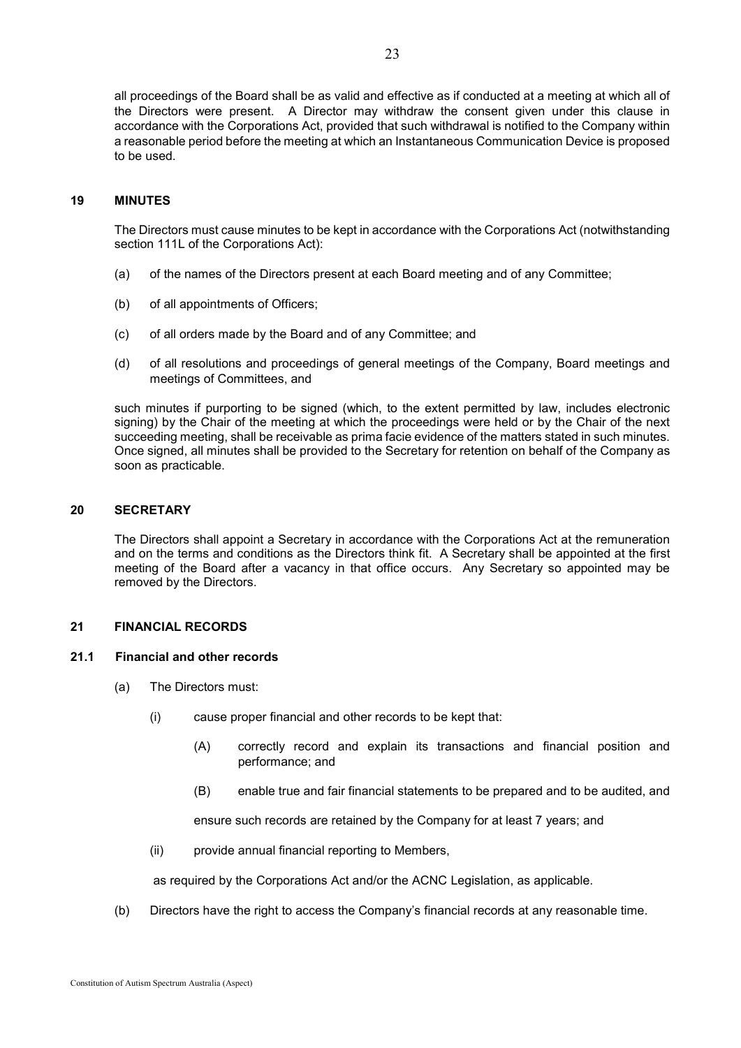all proceedings of the Board shall be as valid and effective as if conducted at a meeting at which all of the Directors were present. A Director may withdraw the consent given under this clause in accordance with the Corporations Act, provided that such withdrawal is notified to the Company within a reasonable period before the meeting at which an Instantaneous Communication Device is proposed to be used.

## 19 MINUTES

The Directors must cause minutes to be kept in accordance with the Corporations Act (notwithstanding section 111L of the Corporations Act):

(a) of the names of the Directors present at each Board meeting and of any Committee;

(b) of all appointments of Officers;

(c) of all orders made by the Board and of any Committee; and

(d) of all resolutions and proceedings of general meetings of the Company, Board meetings and meetings of Committees, and

such minutes if purporting to be signed (which, to the extent permitted by law, includes electronic signing) by the Chair of the meeting at which the proceedings were held or by the Chair of the next succeeding meeting, shall be receivable as prima facie evidence of the matters stated in such minutes. Once signed, all minutes shall be provided to the Secretary for retention on behalf of the Company as soon as practicable.

## 20 SECRETARY

The Directors shall appoint a Secretary in accordance with the Corporations Act at the remuneration and on the terms and conditions as the Directors think fit. A Secretary shall be appointed at the first meeting of the Board after a vacancy in that office occurs. Any Secretary so appointed may be removed by the Directors.

## 21 FINANCIAL RECORDS

### 21.1 Financial and other records

(a) The Directors must:

(i) cause proper financial and other records to be kept that:

(A) correctly record and explain its transactions and financial position and performance; and

(B) enable true and fair financial statements to be prepared and to be audited, and

ensure such records are retained by the Company for at least 7 years; and

(ii) provide annual financial reporting to Members,

as required by the Corporations Act and/or the ACNC Legislation, as applicable.

(b) Directors have the right to access the Company's financial records at any reasonable time.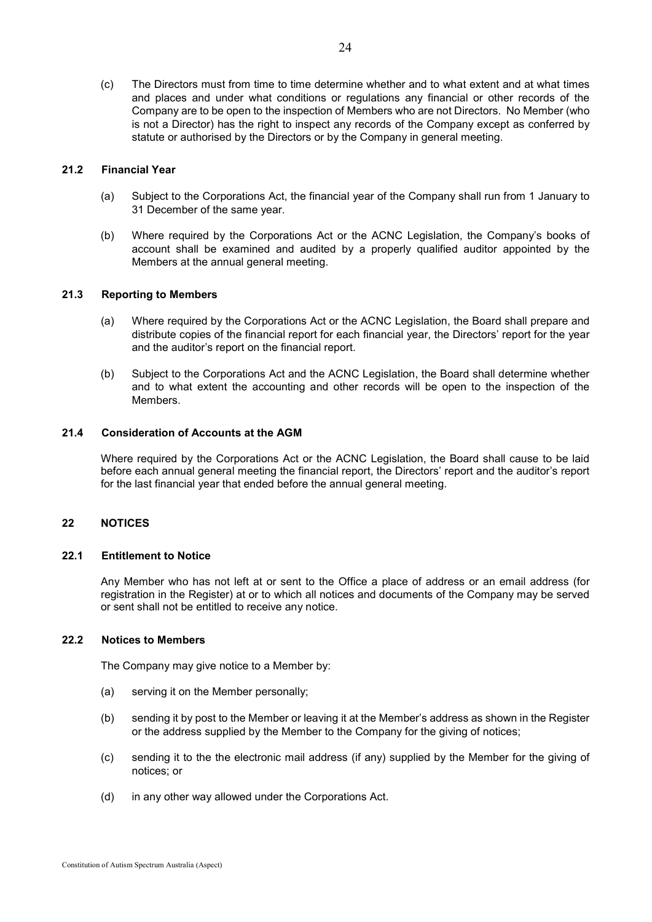(c) The Directors must from time to time determine whether and to what extent and at what times and places and under what conditions or regulations any financial or other records of the Company are to be open to the inspection of Members who are not Directors. No Member (who is not a Director) has the right to inspect any records of the Company except as conferred by statute or authorised by the Directors or by the Company in general meeting.

### 21.2 Financial Year

(a) Subject to the Corporations Act, the financial year of the Company shall run from 1 January to 31 December of the same year.

(b) Where required by the Corporations Act or the ACNC Legislation, the Company's books of account shall be examined and audited by a properly qualified auditor appointed by the Members at the annual general meeting.

### 21.3 Reporting to Members

(a) Where required by the Corporations Act or the ACNC Legislation, the Board shall prepare and distribute copies of the financial report for each financial year, the Directors' report for the year and the auditor's report on the financial report.

(b) Subject to the Corporations Act and the ACNC Legislation, the Board shall determine whether and to what extent the accounting and other records will be open to the inspection of the Members.

### 21.4 Consideration of Accounts at the AGM

Where required by the Corporations Act or the ACNC Legislation, the Board shall cause to be laid before each annual general meeting the financial report, the Directors' report and the auditor's report for the last financial year that ended before the annual general meeting.

## 22 NOTICES

### 22.1 Entitlement to Notice

Any Member who has not left at or sent to the Office a place of address or an email address (for registration in the Register) at or to which all notices and documents of the Company may be served or sent shall not be entitled to receive any notice.

### 22.2 Notices to Members

The Company may give notice to a Member by:

(a) serving it on the Member personally;

(b) sending it by post to the Member or leaving it at the Member's address as shown in the Register or the address supplied by the Member to the Company for the giving of notices;

(c) sending it to the the electronic mail address (if any) supplied by the Member for the giving of notices; or

(d) in any other way allowed under the Corporations Act.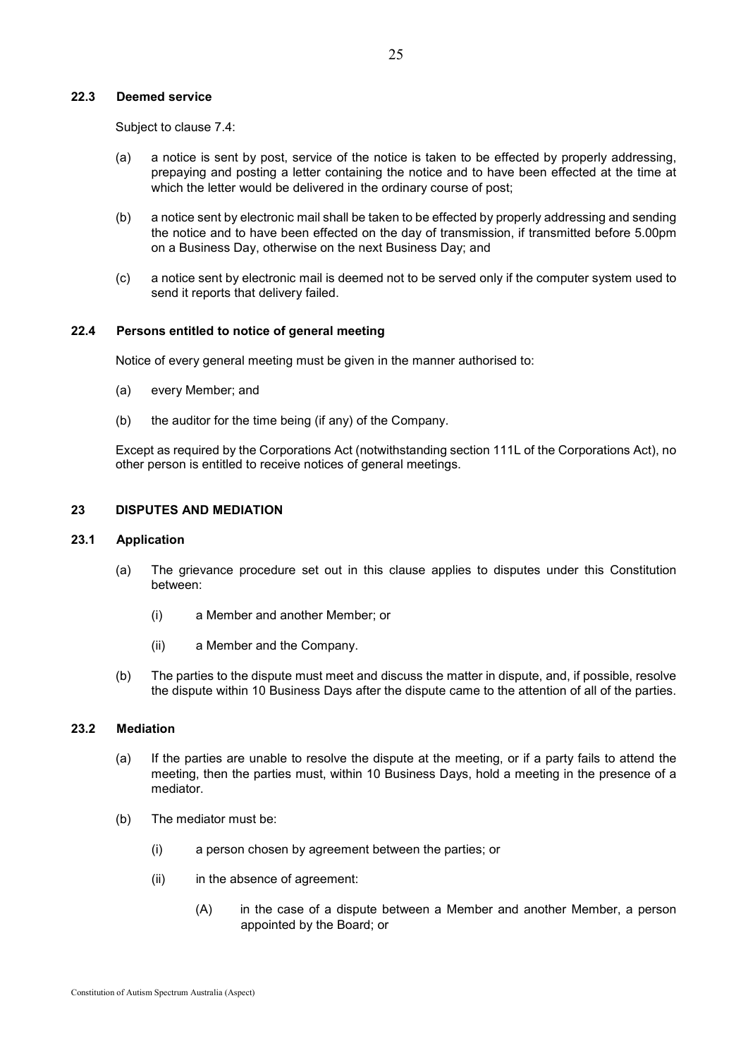### 22.3 Deemed service

Subject to clause 7.4:

(a) a notice is sent by post, service of the notice is taken to be effected by properly addressing, prepaying and posting a letter containing the notice and to have been effected at the time at which the letter would be delivered in the ordinary course of post;

(b) a notice sent by electronic mail shall be taken to be effected by properly addressing and sending the notice and to have been effected on the day of transmission, if transmitted before 5.00pm on a Business Day, otherwise on the next Business Day; and

(c) a notice sent by electronic mail is deemed not to be served only if the computer system used to send it reports that delivery failed.

### 22.4 Persons entitled to notice of general meeting

Notice of every general meeting must be given in the manner authorised to:

(a) every Member; and

(b) the auditor for the time being (if any) of the Company.

Except as required by the Corporations Act (notwithstanding section 111L of the Corporations Act), no other person is entitled to receive notices of general meetings.

## 23 DISPUTES AND MEDIATION

### 23.1 Application

(a) The grievance procedure set out in this clause applies to disputes under this Constitution between:

  (i) a Member and another Member; or

  (ii) a Member and the Company.

(b) The parties to the dispute must meet and discuss the matter in dispute, and, if possible, resolve the dispute within 10 Business Days after the dispute came to the attention of all of the parties.

### 23.2 Mediation

(a) If the parties are unable to resolve the dispute at the meeting, or if a party fails to attend the meeting, then the parties must, within 10 Business Days, hold a meeting in the presence of a mediator.

(b) The mediator must be:

  (i) a person chosen by agreement between the parties; or

  (ii) in the absence of agreement:

    (A) in the case of a dispute between a Member and another Member, a person appointed by the Board; or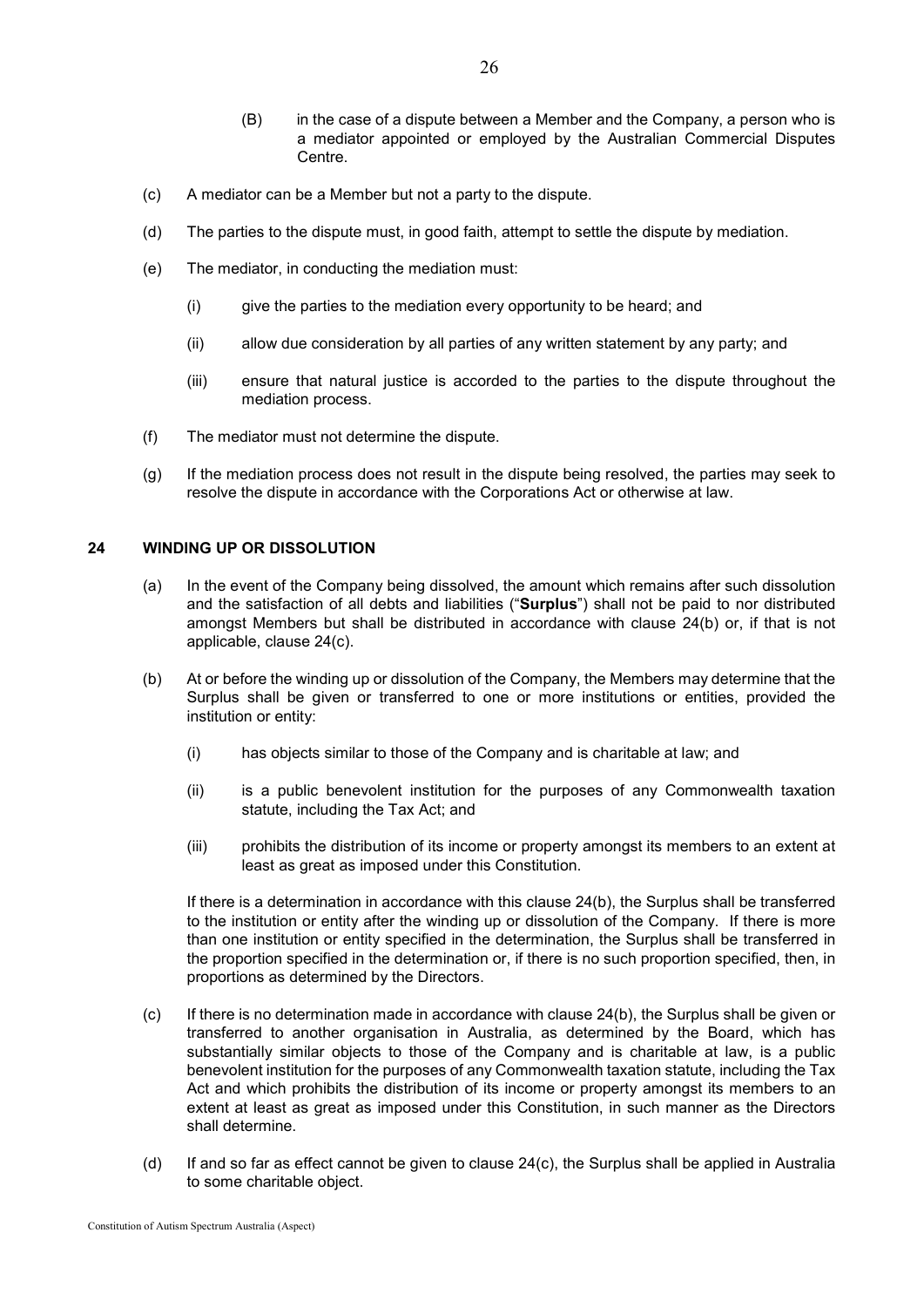(B) in the case of a dispute between a Member and the Company, a person who is a mediator appointed or employed by the Australian Commercial Disputes Centre.

(c) A mediator can be a Member but not a party to the dispute.

(d) The parties to the dispute must, in good faith, attempt to settle the dispute by mediation.

(e) The mediator, in conducting the mediation must:

(i) give the parties to the mediation every opportunity to be heard; and

(ii) allow due consideration by all parties of any written statement by any party; and

(iii) ensure that natural justice is accorded to the parties to the dispute throughout the mediation process.

(f) The mediator must not determine the dispute.

(g) If the mediation process does not result in the dispute being resolved, the parties may seek to resolve the dispute in accordance with the Corporations Act or otherwise at law.

## 24 WINDING UP OR DISSOLUTION

(a) In the event of the Company being dissolved, the amount which remains after such dissolution and the satisfaction of all debts and liabilities ("**Surplus**") shall not be paid to nor distributed amongst Members but shall be distributed in accordance with clause 24(b) or, if that is not applicable, clause 24(c).

(b) At or before the winding up or dissolution of the Company, the Members may determine that the Surplus shall be given or transferred to one or more institutions or entities, provided the institution or entity:

(i) has objects similar to those of the Company and is charitable at law; and

(ii) is a public benevolent institution for the purposes of any Commonwealth taxation statute, including the Tax Act; and

(iii) prohibits the distribution of its income or property amongst its members to an extent at least as great as imposed under this Constitution.

If there is a determination in accordance with this clause 24(b), the Surplus shall be transferred to the institution or entity after the winding up or dissolution of the Company. If there is more than one institution or entity specified in the determination, the Surplus shall be transferred in the proportion specified in the determination or, if there is no such proportion specified, then, in proportions as determined by the Directors.

(c) If there is no determination made in accordance with clause 24(b), the Surplus shall be given or transferred to another organisation in Australia, as determined by the Board, which has substantially similar objects to those of the Company and is charitable at law, is a public benevolent institution for the purposes of any Commonwealth taxation statute, including the Tax Act and which prohibits the distribution of its income or property amongst its members to an extent at least as great as imposed under this Constitution, in such manner as the Directors shall determine.

(d) If and so far as effect cannot be given to clause 24(c), the Surplus shall be applied in Australia to some charitable object.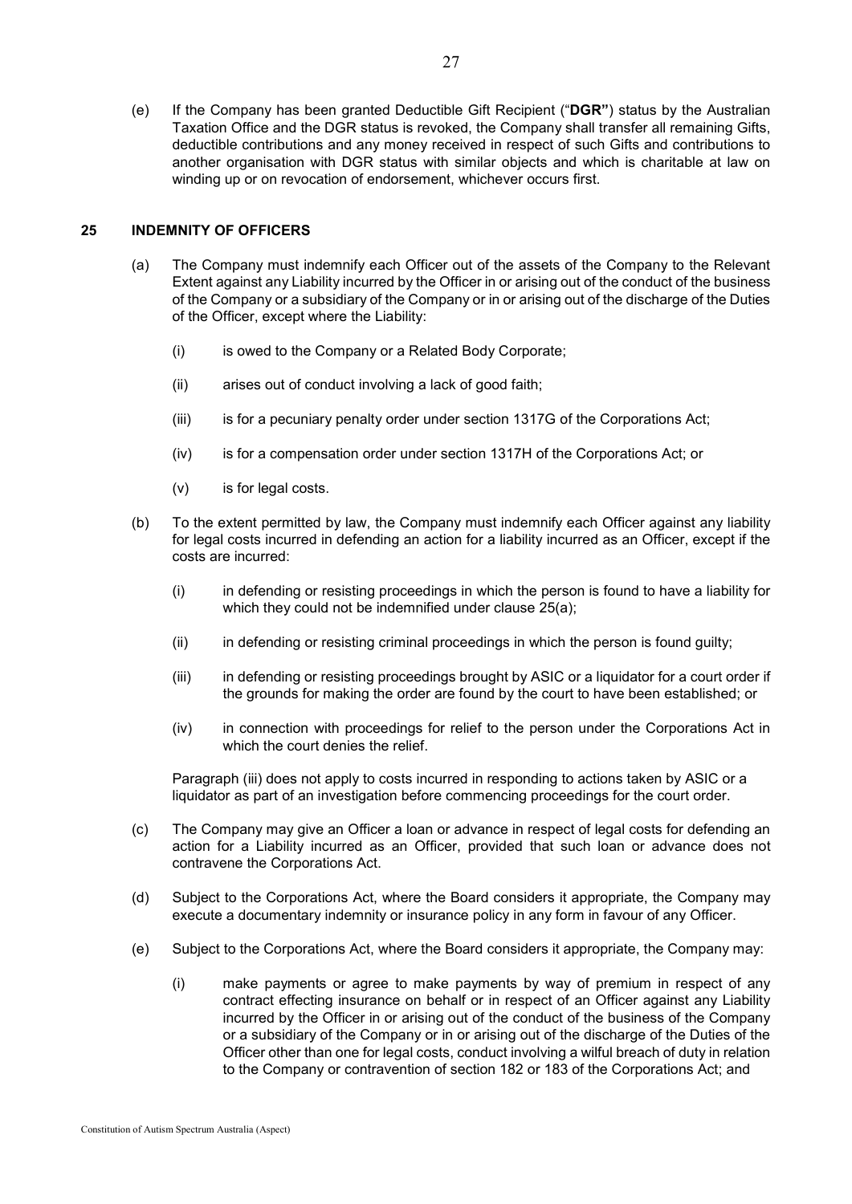(e) If the Company has been granted Deductible Gift Recipient ("**DGR"**) status by the Australian Taxation Office and the DGR status is revoked, the Company shall transfer all remaining Gifts, deductible contributions and any money received in respect of such Gifts and contributions to another organisation with DGR status with similar objects and which is charitable at law on winding up or on revocation of endorsement, whichever occurs first.

## 25 INDEMNITY OF OFFICERS

(a) The Company must indemnify each Officer out of the assets of the Company to the Relevant Extent against any Liability incurred by the Officer in or arising out of the conduct of the business of the Company or a subsidiary of the Company or in or arising out of the discharge of the Duties of the Officer, except where the Liability:

  (i) is owed to the Company or a Related Body Corporate;

  (ii) arises out of conduct involving a lack of good faith;

  (iii) is for a pecuniary penalty order under section 1317G of the Corporations Act;

  (iv) is for a compensation order under section 1317H of the Corporations Act; or

  (v) is for legal costs.

(b) To the extent permitted by law, the Company must indemnify each Officer against any liability for legal costs incurred in defending an action for a liability incurred as an Officer, except if the costs are incurred:

  (i) in defending or resisting proceedings in which the person is found to have a liability for which they could not be indemnified under clause 25(a);

  (ii) in defending or resisting criminal proceedings in which the person is found guilty;

  (iii) in defending or resisting proceedings brought by ASIC or a liquidator for a court order if the grounds for making the order are found by the court to have been established; or

  (iv) in connection with proceedings for relief to the person under the Corporations Act in which the court denies the relief.

Paragraph (iii) does not apply to costs incurred in responding to actions taken by ASIC or a liquidator as part of an investigation before commencing proceedings for the court order.

(c) The Company may give an Officer a loan or advance in respect of legal costs for defending an action for a Liability incurred as an Officer, provided that such loan or advance does not contravene the Corporations Act.

(d) Subject to the Corporations Act, where the Board considers it appropriate, the Company may execute a documentary indemnity or insurance policy in any form in favour of any Officer.

(e) Subject to the Corporations Act, where the Board considers it appropriate, the Company may:

  (i) make payments or agree to make payments by way of premium in respect of any contract effecting insurance on behalf or in respect of an Officer against any Liability incurred by the Officer in or arising out of the conduct of the business of the Company or a subsidiary of the Company or in or arising out of the discharge of the Duties of the Officer other than one for legal costs, conduct involving a wilful breach of duty in relation to the Company or contravention of section 182 or 183 of the Corporations Act; and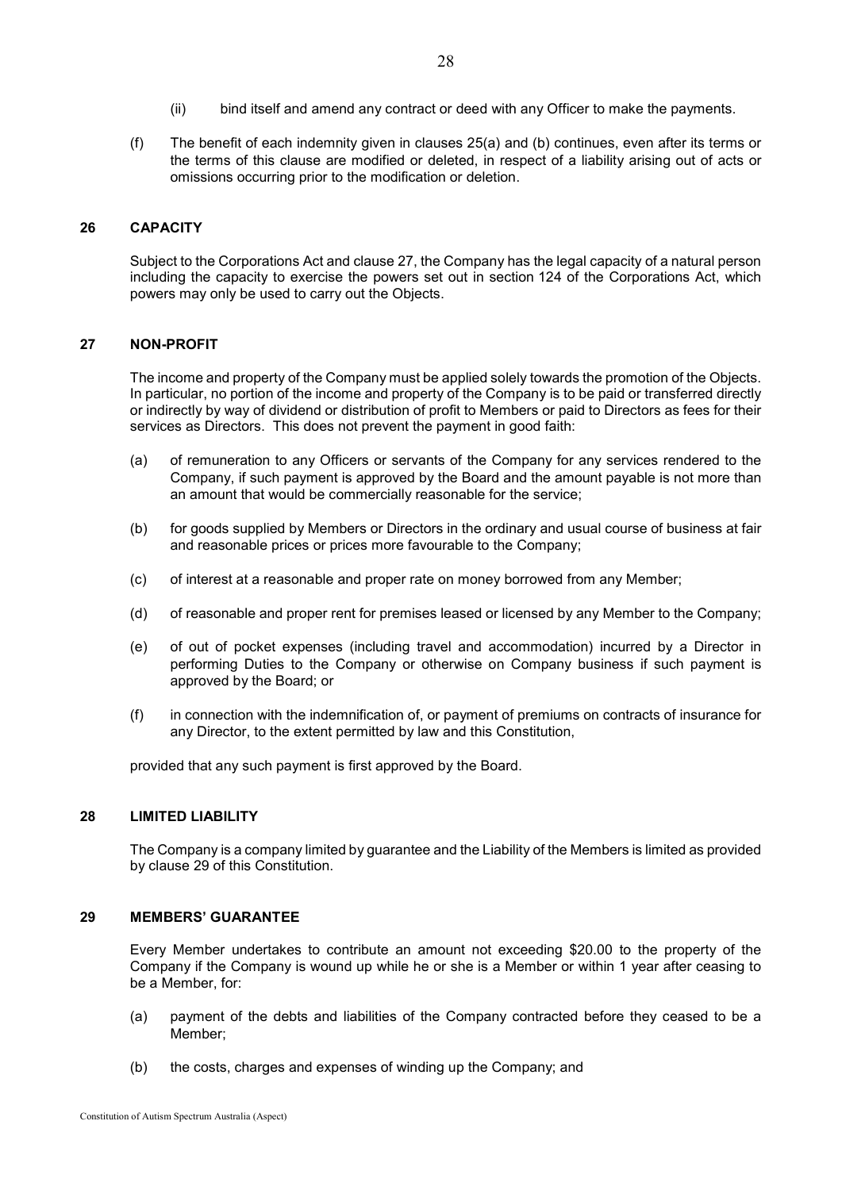(ii) bind itself and amend any contract or deed with any Officer to make the payments.

(f) The benefit of each indemnity given in clauses 25(a) and (b) continues, even after its terms or the terms of this clause are modified or deleted, in respect of a liability arising out of acts or omissions occurring prior to the modification or deletion.

## 26 CAPACITY

Subject to the Corporations Act and clause 27, the Company has the legal capacity of a natural person including the capacity to exercise the powers set out in section 124 of the Corporations Act, which powers may only be used to carry out the Objects.

## 27 NON-PROFIT

The income and property of the Company must be applied solely towards the promotion of the Objects. In particular, no portion of the income and property of the Company is to be paid or transferred directly or indirectly by way of dividend or distribution of profit to Members or paid to Directors as fees for their services as Directors. This does not prevent the payment in good faith:

(a) of remuneration to any Officers or servants of the Company for any services rendered to the Company, if such payment is approved by the Board and the amount payable is not more than an amount that would be commercially reasonable for the service;

(b) for goods supplied by Members or Directors in the ordinary and usual course of business at fair and reasonable prices or prices more favourable to the Company;

(c) of interest at a reasonable and proper rate on money borrowed from any Member;

(d) of reasonable and proper rent for premises leased or licensed by any Member to the Company;

(e) of out of pocket expenses (including travel and accommodation) incurred by a Director in performing Duties to the Company or otherwise on Company business if such payment is approved by the Board; or

(f) in connection with the indemnification of, or payment of premiums on contracts of insurance for any Director, to the extent permitted by law and this Constitution,

provided that any such payment is first approved by the Board.

## 28 LIMITED LIABILITY

The Company is a company limited by guarantee and the Liability of the Members is limited as provided by clause 29 of this Constitution.

## 29 MEMBERS' GUARANTEE

Every Member undertakes to contribute an amount not exceeding $20.00 to the property of the Company if the Company is wound up while he or she is a Member or within 1 year after ceasing to be a Member, for:

(a) payment of the debts and liabilities of the Company contracted before they ceased to be a Member;

(b) the costs, charges and expenses of winding up the Company; and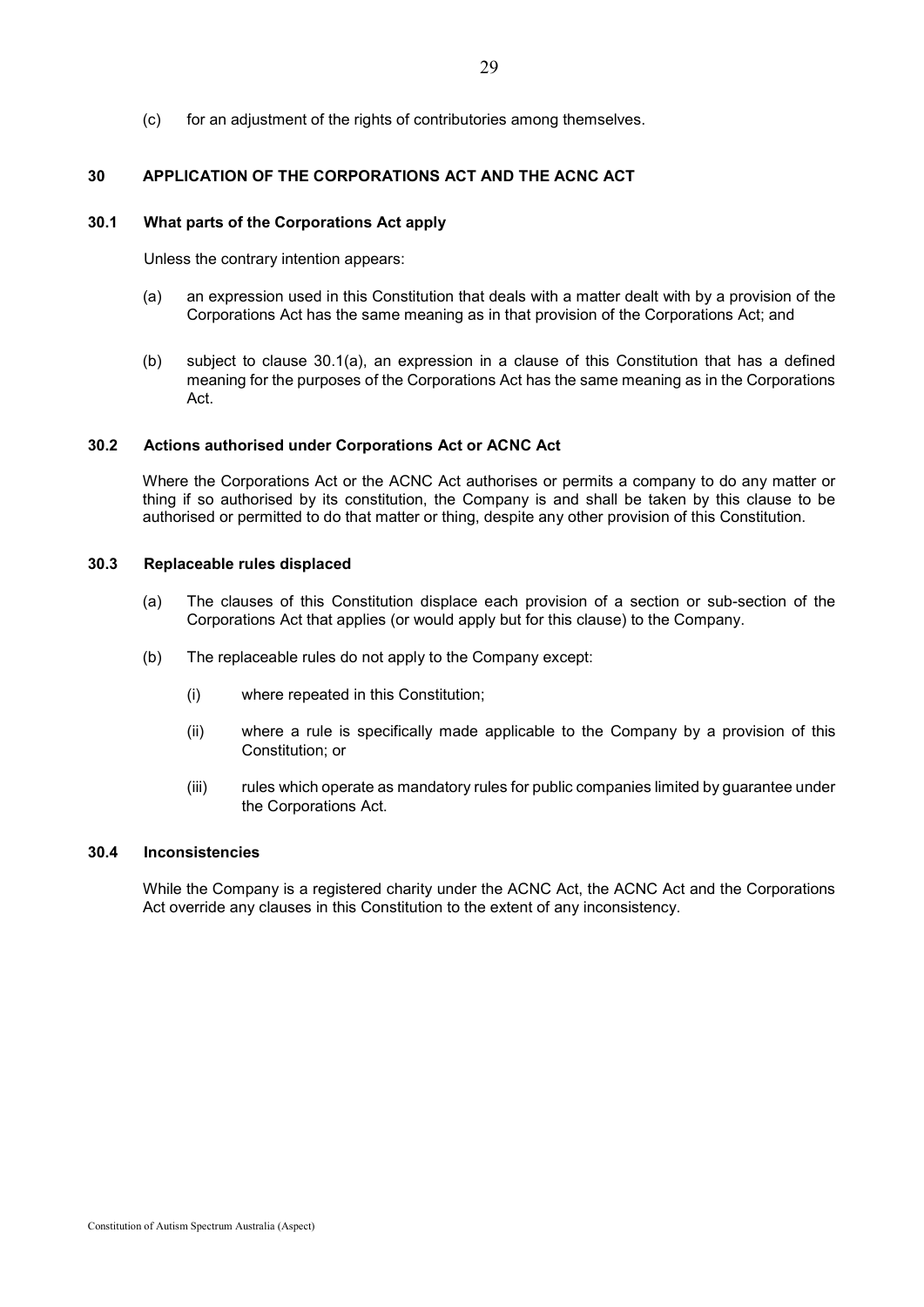(c) for an adjustment of the rights of contributories among themselves.

## 30 APPLICATION OF THE CORPORATIONS ACT AND THE ACNC ACT

### 30.1 What parts of the Corporations Act apply

Unless the contrary intention appears:

(a) an expression used in this Constitution that deals with a matter dealt with by a provision of the Corporations Act has the same meaning as in that provision of the Corporations Act; and

(b) subject to clause 30.1(a), an expression in a clause of this Constitution that has a defined meaning for the purposes of the Corporations Act has the same meaning as in the Corporations Act.

### 30.2 Actions authorised under Corporations Act or ACNC Act

Where the Corporations Act or the ACNC Act authorises or permits a company to do any matter or thing if so authorised by its constitution, the Company is and shall be taken by this clause to be authorised or permitted to do that matter or thing, despite any other provision of this Constitution.

### 30.3 Replaceable rules displaced

(a) The clauses of this Constitution displace each provision of a section or sub-section of the Corporations Act that applies (or would apply but for this clause) to the Company.

(b) The replaceable rules do not apply to the Company except:

(i) where repeated in this Constitution;

(ii) where a rule is specifically made applicable to the Company by a provision of this Constitution; or

(iii) rules which operate as mandatory rules for public companies limited by guarantee under the Corporations Act.

### 30.4 Inconsistencies

While the Company is a registered charity under the ACNC Act, the ACNC Act and the Corporations Act override any clauses in this Constitution to the extent of any inconsistency.